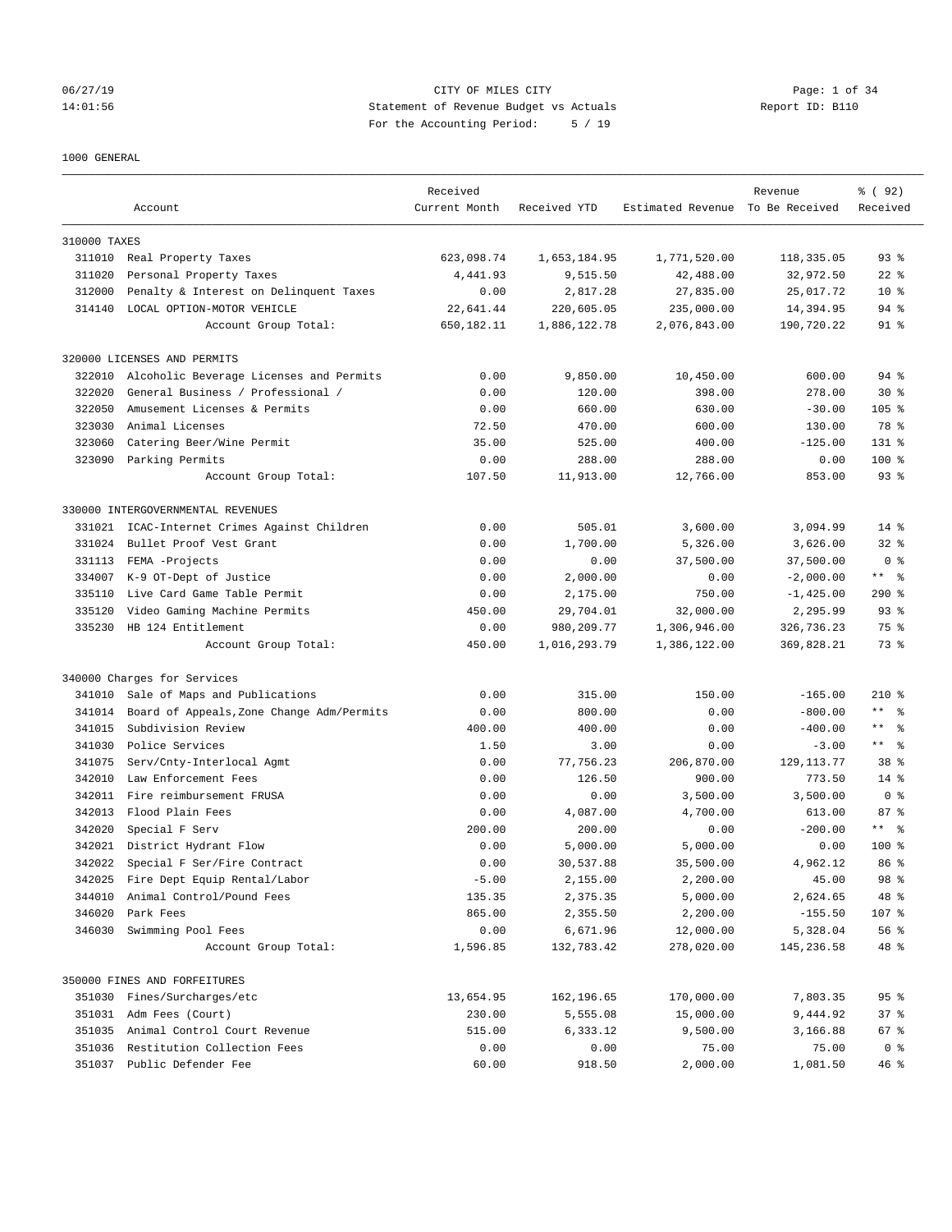CITY OF MILES CITY
Statement of Revenue Budget vs Actuals
For the Accounting Period: 5 / 19

06/27/19
14:01:56

Report ID: B110

1000 GENERAL

| Account | | Received Current Month | Received YTD | Estimated Revenue | Revenue To Be Received | % ( 92) Received |
|---|---|---|---|---|---|---|
| 310000 TAXES | | | | | | |
| 311010 | Real Property Taxes | 623,098.74 | 1,653,184.95 | 1,771,520.00 | 118,335.05 | 93 % |
| 311020 | Personal Property Taxes | 4,441.93 | 9,515.50 | 42,488.00 | 32,972.50 | 22 % |
| 312000 | Penalty & Interest on Delinquent Taxes | 0.00 | 2,817.28 | 27,835.00 | 25,017.72 | 10 % |
| 314140 | LOCAL OPTION-MOTOR VEHICLE | 22,641.44 | 220,605.05 | 235,000.00 | 14,394.95 | 94 % |
| | Account Group Total: | 650,182.11 | 1,886,122.78 | 2,076,843.00 | 190,720.22 | 91 % |
| 320000 LICENSES AND PERMITS | | | | | | |
| 322010 | Alcoholic Beverage Licenses and Permits | 0.00 | 9,850.00 | 10,450.00 | 600.00 | 94 % |
| 322020 | General Business / Professional / | 0.00 | 120.00 | 398.00 | 278.00 | 30 % |
| 322050 | Amusement Licenses & Permits | 0.00 | 660.00 | 630.00 | -30.00 | 105 % |
| 323030 | Animal Licenses | 72.50 | 470.00 | 600.00 | 130.00 | 78 % |
| 323060 | Catering Beer/Wine Permit | 35.00 | 525.00 | 400.00 | -125.00 | 131 % |
| 323090 | Parking Permits | 0.00 | 288.00 | 288.00 | 0.00 | 100 % |
| | Account Group Total: | 107.50 | 11,913.00 | 12,766.00 | 853.00 | 93 % |
| 330000 INTERGOVERNMENTAL REVENUES | | | | | | |
| 331021 | ICAC-Internet Crimes Against Children | 0.00 | 505.01 | 3,600.00 | 3,094.99 | 14 % |
| 331024 | Bullet Proof Vest Grant | 0.00 | 1,700.00 | 5,326.00 | 3,626.00 | 32 % |
| 331113 | FEMA -Projects | 0.00 | 0.00 | 37,500.00 | 37,500.00 | 0 % |
| 334007 | K-9 OT-Dept of Justice | 0.00 | 2,000.00 | 0.00 | -2,000.00 | ** % |
| 335110 | Live Card Game Table Permit | 0.00 | 2,175.00 | 750.00 | -1,425.00 | 290 % |
| 335120 | Video Gaming Machine Permits | 450.00 | 29,704.01 | 32,000.00 | 2,295.99 | 93 % |
| 335230 | HB 124 Entitlement | 0.00 | 980,209.77 | 1,306,946.00 | 326,736.23 | 75 % |
| | Account Group Total: | 450.00 | 1,016,293.79 | 1,386,122.00 | 369,828.21 | 73 % |
| 340000 Charges for Services | | | | | | |
| 341010 | Sale of Maps and Publications | 0.00 | 315.00 | 150.00 | -165.00 | 210 % |
| 341014 | Board of Appeals,Zone Change Adm/Permits | 0.00 | 800.00 | 0.00 | -800.00 | ** % |
| 341015 | Subdivision Review | 400.00 | 400.00 | 0.00 | -400.00 | ** % |
| 341030 | Police Services | 1.50 | 3.00 | 0.00 | -3.00 | ** % |
| 341075 | Serv/Cnty-Interlocal Agmt | 0.00 | 77,756.23 | 206,870.00 | 129,113.77 | 38 % |
| 342010 | Law Enforcement Fees | 0.00 | 126.50 | 900.00 | 773.50 | 14 % |
| 342011 | Fire reimbursement FRUSA | 0.00 | 0.00 | 3,500.00 | 3,500.00 | 0 % |
| 342013 | Flood Plain Fees | 0.00 | 4,087.00 | 4,700.00 | 613.00 | 87 % |
| 342020 | Special F Serv | 200.00 | 200.00 | 0.00 | -200.00 | ** % |
| 342021 | District Hydrant Flow | 0.00 | 5,000.00 | 5,000.00 | 0.00 | 100 % |
| 342022 | Special F Ser/Fire Contract | 0.00 | 30,537.88 | 35,500.00 | 4,962.12 | 86 % |
| 342025 | Fire Dept Equip Rental/Labor | -5.00 | 2,155.00 | 2,200.00 | 45.00 | 98 % |
| 344010 | Animal Control/Pound Fees | 135.35 | 2,375.35 | 5,000.00 | 2,624.65 | 48 % |
| 346020 | Park Fees | 865.00 | 2,355.50 | 2,200.00 | -155.50 | 107 % |
| 346030 | Swimming Pool Fees | 0.00 | 6,671.96 | 12,000.00 | 5,328.04 | 56 % |
| | Account Group Total: | 1,596.85 | 132,783.42 | 278,020.00 | 145,236.58 | 48 % |
| 350000 FINES AND FORFEITURES | | | | | | |
| 351030 | Fines/Surcharges/etc | 13,654.95 | 162,196.65 | 170,000.00 | 7,803.35 | 95 % |
| 351031 | Adm Fees (Court) | 230.00 | 5,555.08 | 15,000.00 | 9,444.92 | 37 % |
| 351035 | Animal Control Court Revenue | 515.00 | 6,333.12 | 9,500.00 | 3,166.88 | 67 % |
| 351036 | Restitution Collection Fees | 0.00 | 0.00 | 75.00 | 75.00 | 0 % |
| 351037 | Public Defender Fee | 60.00 | 918.50 | 2,000.00 | 1,081.50 | 46 % |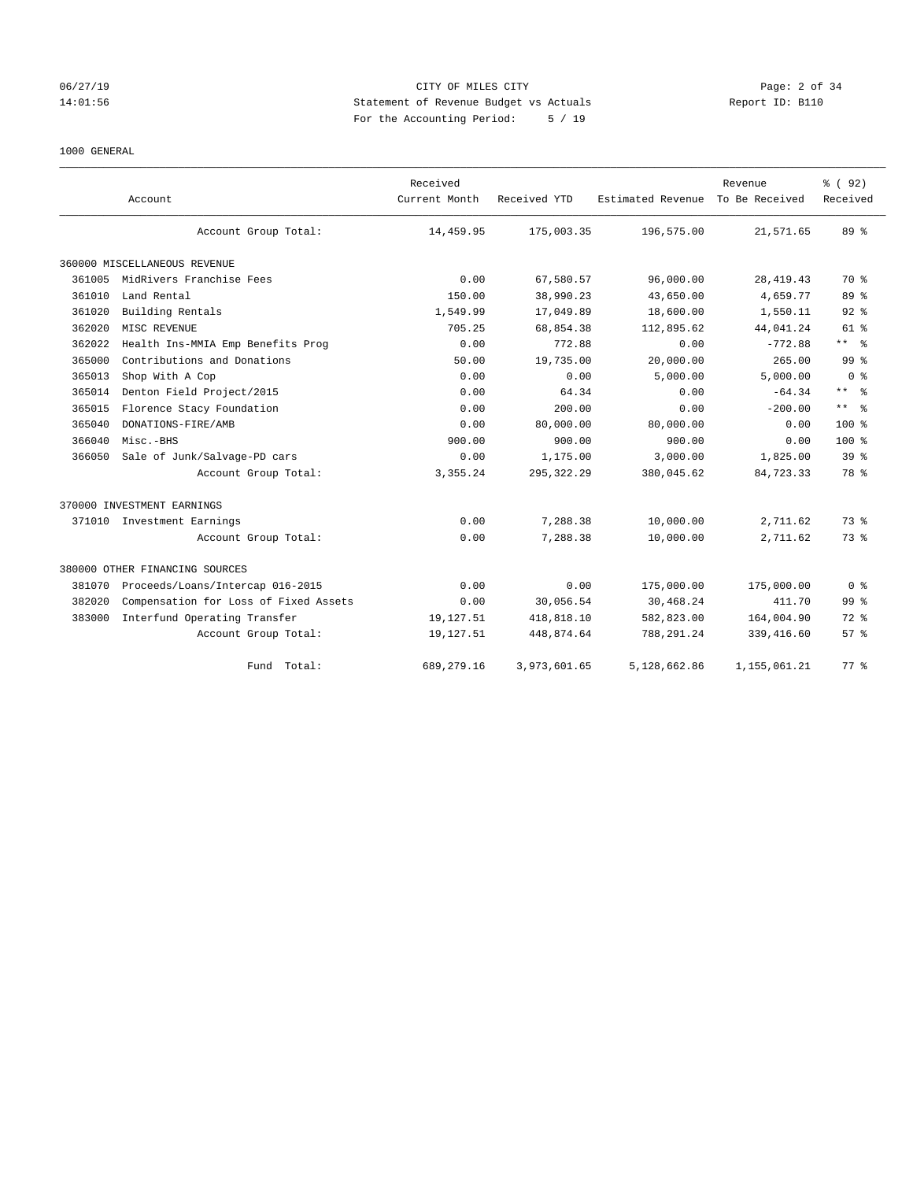CITY OF MILES CITY
Statement of Revenue Budget vs Actuals
For the Accounting Period: 5 / 19

1000 GENERAL

| Account | | Received Current Month | Received YTD | Estimated Revenue | Revenue To Be Received | % ( 92) Received |
|---|---|---|---|---|---|---|
| | Account Group Total: | 14,459.95 | 175,003.35 | 196,575.00 | 21,571.65 | 89 % |
| 360000 MISCELLANEOUS REVENUE | | | | | | |
| 361005 | MidRivers Franchise Fees | 0.00 | 67,580.57 | 96,000.00 | 28,419.43 | 70 % |
| 361010 | Land Rental | 150.00 | 38,990.23 | 43,650.00 | 4,659.77 | 89 % |
| 361020 | Building Rentals | 1,549.99 | 17,049.89 | 18,600.00 | 1,550.11 | 92 % |
| 362020 | MISC REVENUE | 705.25 | 68,854.38 | 112,895.62 | 44,041.24 | 61 % |
| 362022 | Health Ins-MMIA Emp Benefits Prog | 0.00 | 772.88 | 0.00 | -772.88 | ** % |
| 365000 | Contributions and Donations | 50.00 | 19,735.00 | 20,000.00 | 265.00 | 99 % |
| 365013 | Shop With A Cop | 0.00 | 0.00 | 5,000.00 | 5,000.00 | 0 % |
| 365014 | Denton Field Project/2015 | 0.00 | 64.34 | 0.00 | -64.34 | ** % |
| 365015 | Florence Stacy Foundation | 0.00 | 200.00 | 0.00 | -200.00 | ** % |
| 365040 | DONATIONS-FIRE/AMB | 0.00 | 80,000.00 | 80,000.00 | 0.00 | 100 % |
| 366040 | Misc.-BHS | 900.00 | 900.00 | 900.00 | 0.00 | 100 % |
| 366050 | Sale of Junk/Salvage-PD cars | 0.00 | 1,175.00 | 3,000.00 | 1,825.00 | 39 % |
| | Account Group Total: | 3,355.24 | 295,322.29 | 380,045.62 | 84,723.33 | 78 % |
| 370000 INVESTMENT EARNINGS | | | | | | |
| 371010 | Investment Earnings | 0.00 | 7,288.38 | 10,000.00 | 2,711.62 | 73 % |
| | Account Group Total: | 0.00 | 7,288.38 | 10,000.00 | 2,711.62 | 73 % |
| 380000 OTHER FINANCING SOURCES | | | | | | |
| 381070 | Proceeds/Loans/Intercap 016-2015 | 0.00 | 0.00 | 175,000.00 | 175,000.00 | 0 % |
| 382020 | Compensation for Loss of Fixed Assets | 0.00 | 30,056.54 | 30,468.24 | 411.70 | 99 % |
| 383000 | Interfund Operating Transfer | 19,127.51 | 418,818.10 | 582,823.00 | 164,004.90 | 72 % |
| | Account Group Total: | 19,127.51 | 448,874.64 | 788,291.24 | 339,416.60 | 57 % |
| | Fund Total: | 689,279.16 | 3,973,601.65 | 5,128,662.86 | 1,155,061.21 | 77 % |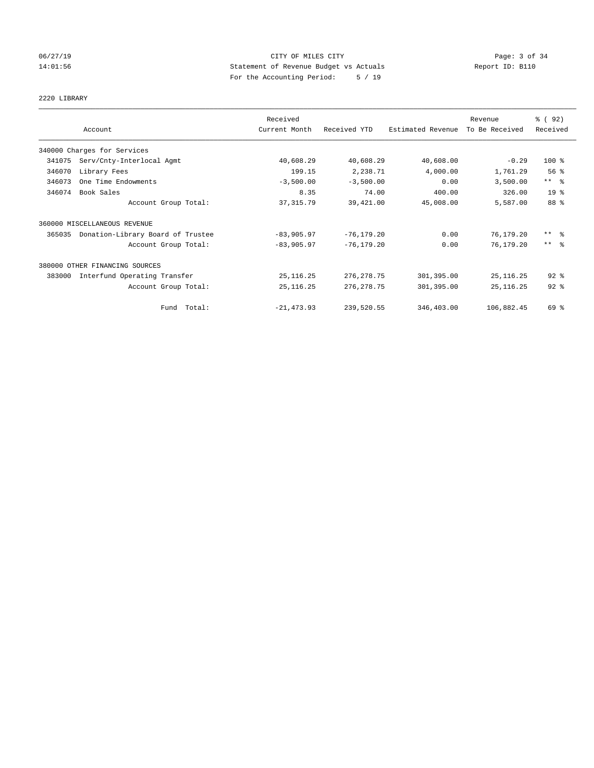CITY OF MILES CITY
Statement of Revenue Budget vs Actuals
For the Accounting Period: 5 / 19

2220 LIBRARY

| Account | Received Current Month | Received YTD | Estimated Revenue | Revenue To Be Received | % ( 92) Received |
|---|---|---|---|---|---|
| 340000 Charges for Services | | | | | |
| 341075 Serv/Cnty-Interlocal Agmt | 40,608.29 | 40,608.29 | 40,608.00 | -0.29 | 100 % |
| 346070 Library Fees | 199.15 | 2,238.71 | 4,000.00 | 1,761.29 | 56 % |
| 346073 One Time Endowments | -3,500.00 | -3,500.00 | 0.00 | 3,500.00 | ** % |
| 346074 Book Sales | 8.35 | 74.00 | 400.00 | 326.00 | 19 % |
| Account Group Total: | 37,315.79 | 39,421.00 | 45,008.00 | 5,587.00 | 88 % |
| 360000 MISCELLANEOUS REVENUE | | | | | |
| 365035 Donation-Library Board of Trustee | -83,905.97 | -76,179.20 | 0.00 | 76,179.20 | ** % |
| Account Group Total: | -83,905.97 | -76,179.20 | 0.00 | 76,179.20 | ** % |
| 380000 OTHER FINANCING SOURCES | | | | | |
| 383000 Interfund Operating Transfer | 25,116.25 | 276,278.75 | 301,395.00 | 25,116.25 | 92 % |
| Account Group Total: | 25,116.25 | 276,278.75 | 301,395.00 | 25,116.25 | 92 % |
| Fund Total: | -21,473.93 | 239,520.55 | 346,403.00 | 106,882.45 | 69 % |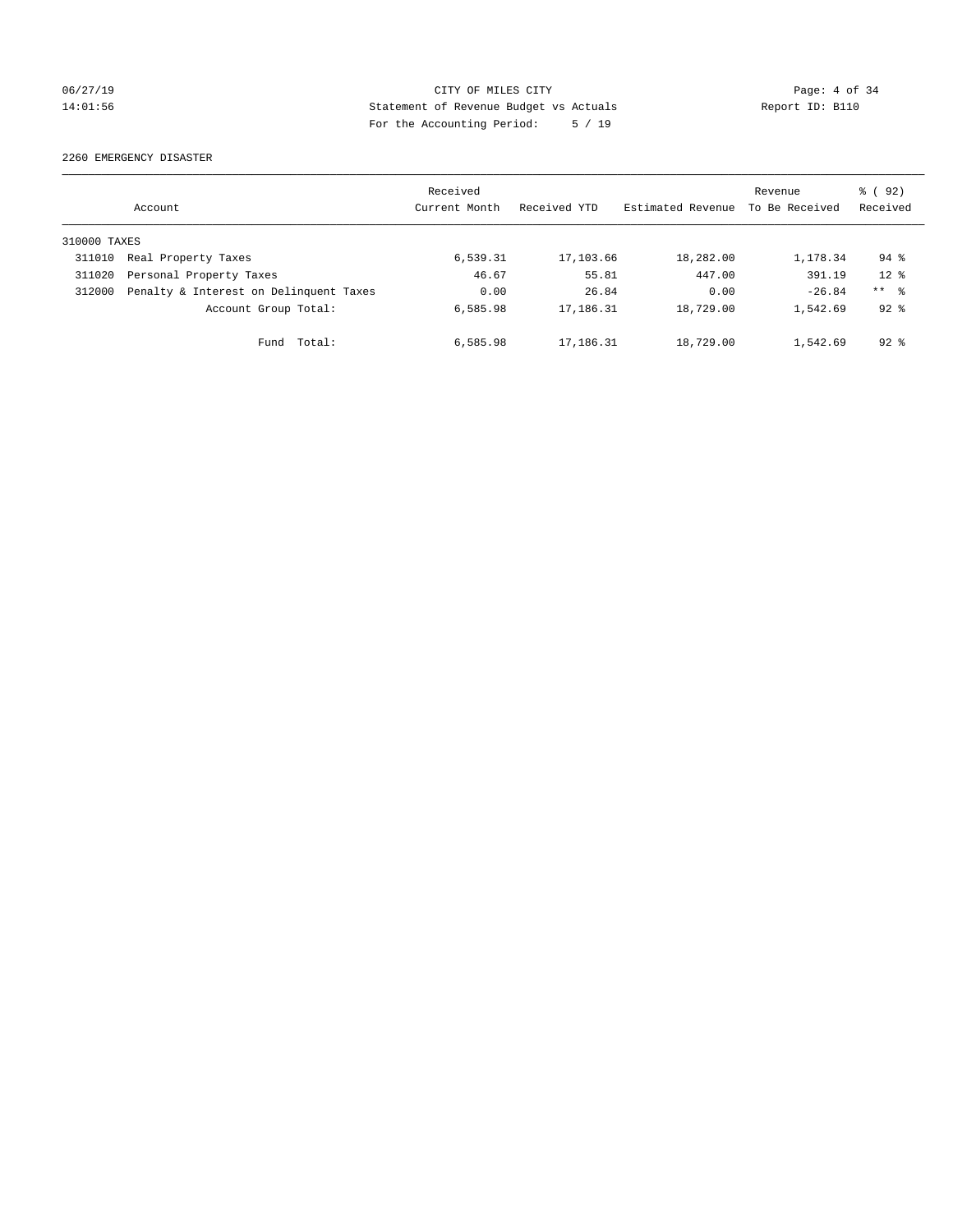CITY OF MILES CITY
Statement of Revenue Budget vs Actuals
For the Accounting Period: 5 / 19

06/27/19
14:01:56

Report ID: B110

2260 EMERGENCY DISASTER

| | Account | Received Current Month | Received YTD | Estimated Revenue | Revenue To Be Received | % ( 92) Received |
|---|---|---|---|---|---|---|
| 310000 TAXES | | | | | | |
| 311010 | Real Property Taxes | 6,539.31 | 17,103.66 | 18,282.00 | 1,178.34 | 94 % |
| 311020 | Personal Property Taxes | 46.67 | 55.81 | 447.00 | 391.19 | 12 % |
| 312000 | Penalty & Interest on Delinquent Taxes | 0.00 | 26.84 | 0.00 | -26.84 | ** % |
| | Account Group Total: | 6,585.98 | 17,186.31 | 18,729.00 | 1,542.69 | 92 % |
| | Fund Total: | 6,585.98 | 17,186.31 | 18,729.00 | 1,542.69 | 92 % |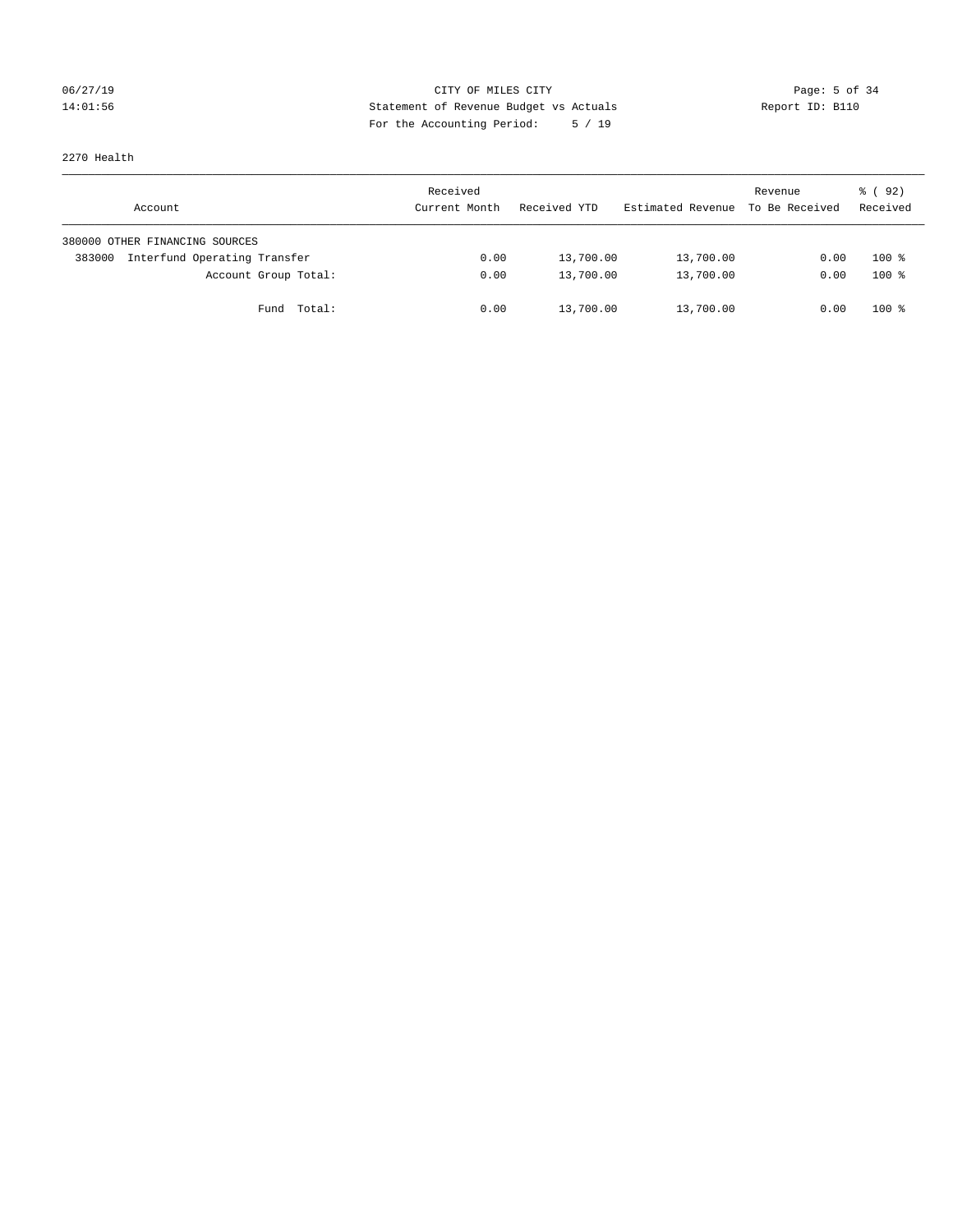CITY OF MILES CITY
Statement of Revenue Budget vs Actuals
For the Accounting Period: 5 / 19

06/27/19
14:01:56

Report ID: B110

2270 Health

| Account | Received Current Month | Received YTD | Estimated Revenue | Revenue To Be Received | % ( 92) Received |
|---|---|---|---|---|---|
| 380000 OTHER FINANCING SOURCES | | | | | |
| 383000 Interfund Operating Transfer | 0.00 | 13,700.00 | 13,700.00 | 0.00 | 100 % |
| Account Group Total: | 0.00 | 13,700.00 | 13,700.00 | 0.00 | 100 % |
| Fund Total: | 0.00 | 13,700.00 | 13,700.00 | 0.00 | 100 % |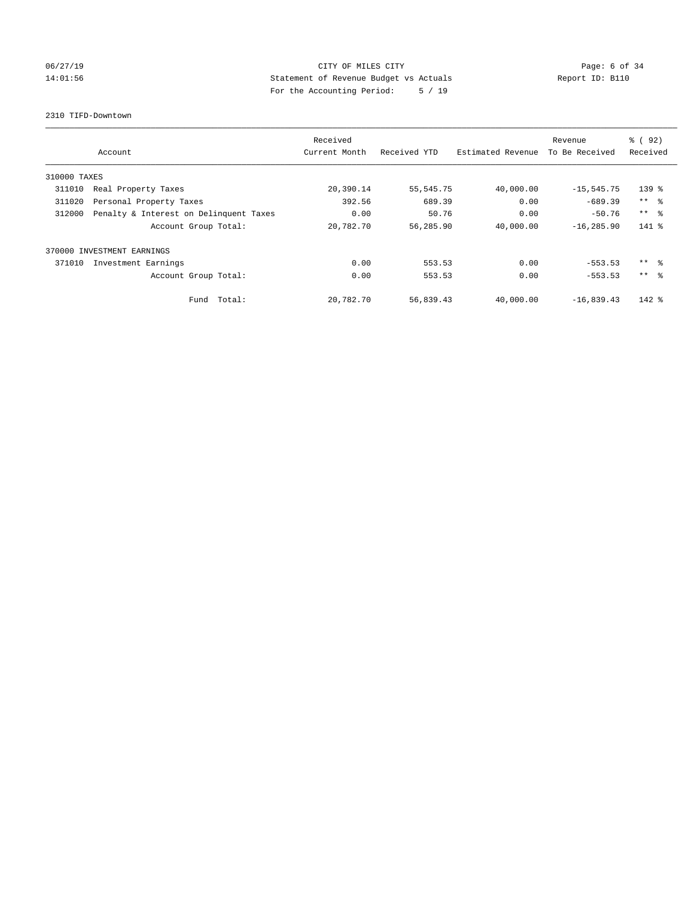CITY OF MILES CITY
Statement of Revenue Budget vs Actuals
For the Accounting Period: 5 / 19

06/27/19
14:01:56

Report ID: B110

2310 TIFD-Downtown

| Account | | Received Current Month | Received YTD | Estimated Revenue | Revenue To Be Received | % ( 92) Received |
|---|---|---|---|---|---|---|
| 310000 TAXES | | | | | | |
| 311010 | Real Property Taxes | 20,390.14 | 55,545.75 | 40,000.00 | -15,545.75 | 139 % |
| 311020 | Personal Property Taxes | 392.56 | 689.39 | 0.00 | -689.39 | ** % |
| 312000 | Penalty & Interest on Delinquent Taxes | 0.00 | 50.76 | 0.00 | -50.76 | ** % |
| | Account Group Total: | 20,782.70 | 56,285.90 | 40,000.00 | -16,285.90 | 141 % |
| 370000 INVESTMENT EARNINGS | | | | | | |
| 371010 | Investment Earnings | 0.00 | 553.53 | 0.00 | -553.53 | ** % |
| | Account Group Total: | 0.00 | 553.53 | 0.00 | -553.53 | ** % |
| | Fund Total: | 20,782.70 | 56,839.43 | 40,000.00 | -16,839.43 | 142 % |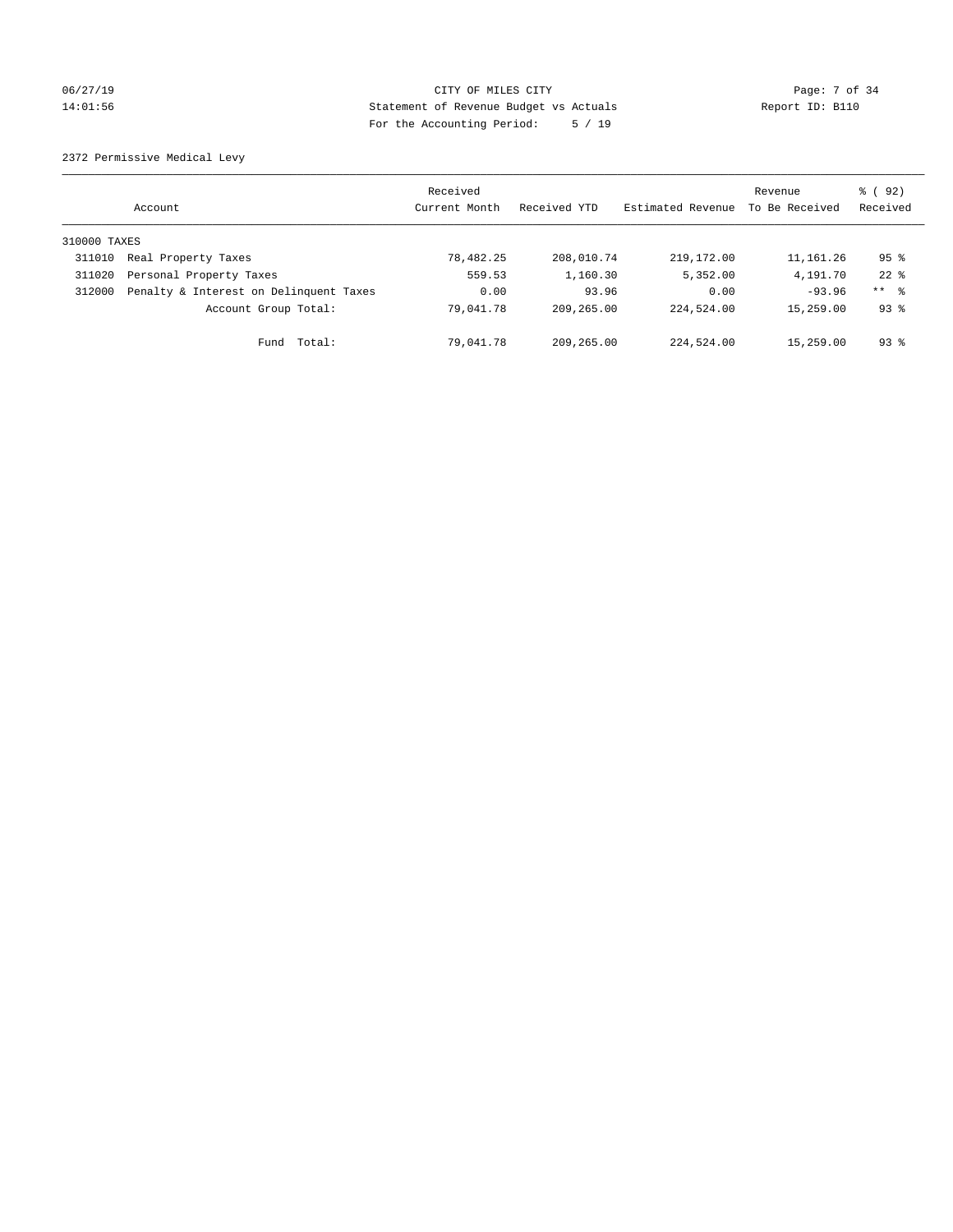CITY OF MILES CITY

Statement of Revenue Budget vs Actuals

For the Accounting Period: 5 / 19

2372 Permissive Medical Levy

| Account | Received Current Month | Received YTD | Estimated Revenue | Revenue To Be Received | % ( 92) Received |
|---|---|---|---|---|---|
| 310000 TAXES | | | | | |
| 311010 Real Property Taxes | 78,482.25 | 208,010.74 | 219,172.00 | 11,161.26 | 95 % |
| 311020 Personal Property Taxes | 559.53 | 1,160.30 | 5,352.00 | 4,191.70 | 22 % |
| 312000 Penalty & Interest on Delinquent Taxes | 0.00 | 93.96 | 0.00 | -93.96 | ** % |
| Account Group Total: | 79,041.78 | 209,265.00 | 224,524.00 | 15,259.00 | 93 % |
| Fund Total: | 79,041.78 | 209,265.00 | 224,524.00 | 15,259.00 | 93 % |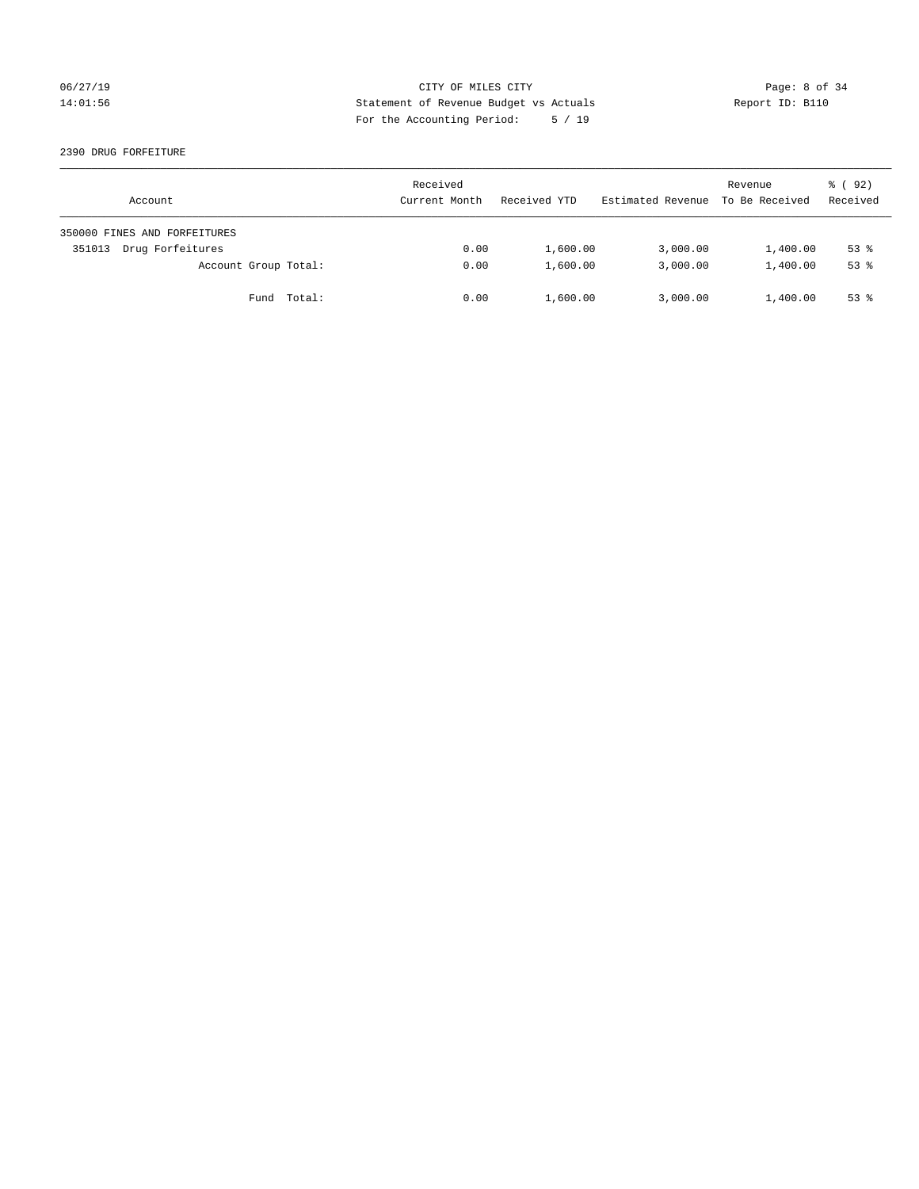CITY OF MILES CITY
Statement of Revenue Budget vs Actuals
For the Accounting Period: 5 / 19

2390 DRUG FORFEITURE

| Account | Received Current Month | Received YTD | Estimated Revenue | Revenue To Be Received | % ( 92) Received |
|---|---|---|---|---|---|
| 350000 FINES AND FORFEITURES | | | | | |
| 351013 Drug Forfeitures | 0.00 | 1,600.00 | 3,000.00 | 1,400.00 | 53 % |
| Account Group Total: | 0.00 | 1,600.00 | 3,000.00 | 1,400.00 | 53 % |
| Fund Total: | 0.00 | 1,600.00 | 3,000.00 | 1,400.00 | 53 % |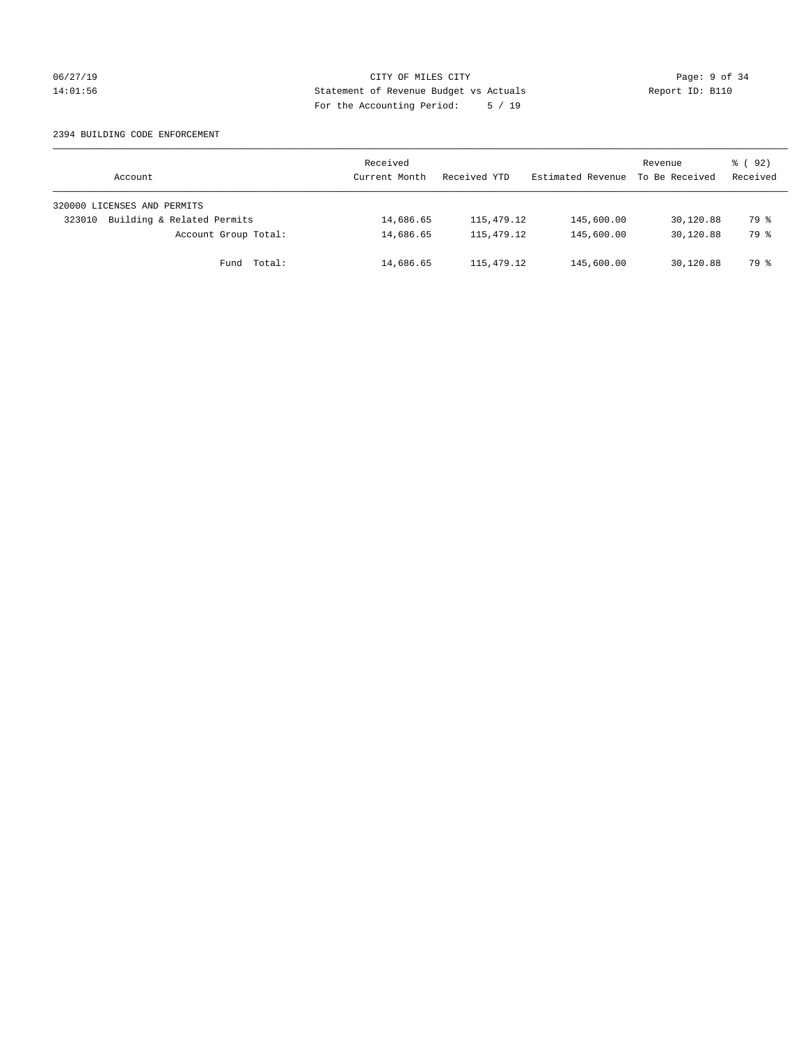CITY OF MILES CITY
Statement of Revenue Budget vs Actuals
For the Accounting Period: 5 / 19

2394 BUILDING CODE ENFORCEMENT

| Account | Received Current Month | Received YTD | Estimated Revenue | Revenue To Be Received | % ( 92) Received |
|---|---|---|---|---|---|
| 320000 LICENSES AND PERMITS | | | | | |
| 323010 Building & Related Permits | 14,686.65 | 115,479.12 | 145,600.00 | 30,120.88 | 79 % |
| Account Group Total: | 14,686.65 | 115,479.12 | 145,600.00 | 30,120.88 | 79 % |
| Fund Total: | 14,686.65 | 115,479.12 | 145,600.00 | 30,120.88 | 79 % |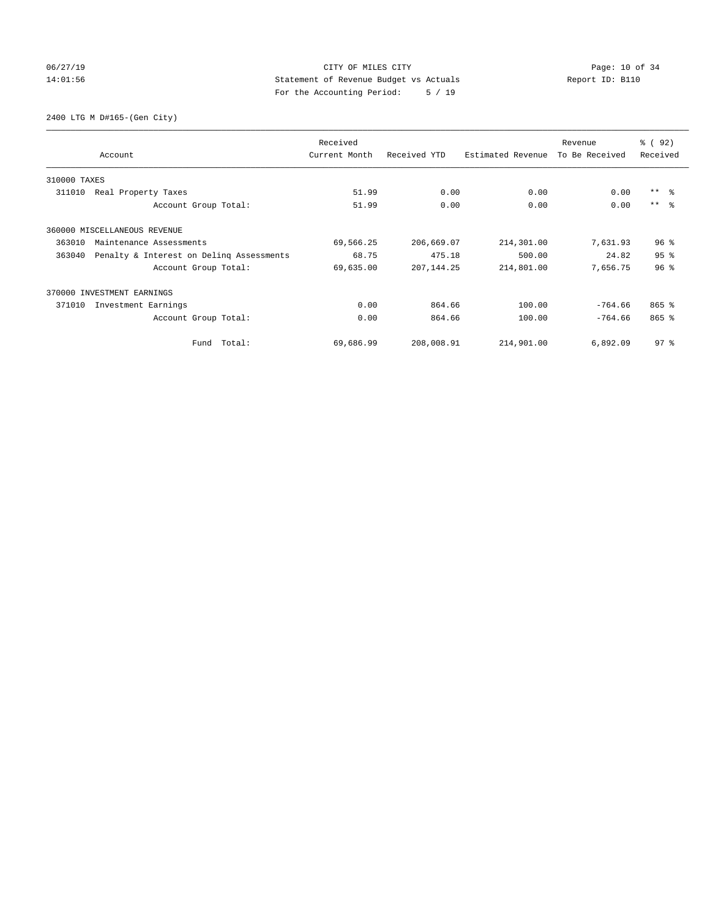CITY OF MILES CITY
Statement of Revenue Budget vs Actuals
For the Accounting Period: 5 / 19

06/27/19
14:01:56

Report ID: B110

2400 LTG M D#165-(Gen City)

| Account | Received Current Month | Received YTD | Estimated Revenue | Revenue To Be Received | % ( 92) Received |
|---|---|---|---|---|---|
| 310000 TAXES | | | | | |
| 311010 Real Property Taxes | 51.99 | 0.00 | 0.00 | 0.00 | ** % |
| Account Group Total: | 51.99 | 0.00 | 0.00 | 0.00 | ** % |
| 360000 MISCELLANEOUS REVENUE | | | | | |
| 363010 Maintenance Assessments | 69,566.25 | 206,669.07 | 214,301.00 | 7,631.93 | 96 % |
| 363040 Penalty & Interest on Delinq Assessments | 68.75 | 475.18 | 500.00 | 24.82 | 95 % |
| Account Group Total: | 69,635.00 | 207,144.25 | 214,801.00 | 7,656.75 | 96 % |
| 370000 INVESTMENT EARNINGS | | | | | |
| 371010 Investment Earnings | 0.00 | 864.66 | 100.00 | -764.66 | 865 % |
| Account Group Total: | 0.00 | 864.66 | 100.00 | -764.66 | 865 % |
| Fund Total: | 69,686.99 | 208,008.91 | 214,901.00 | 6,892.09 | 97 % |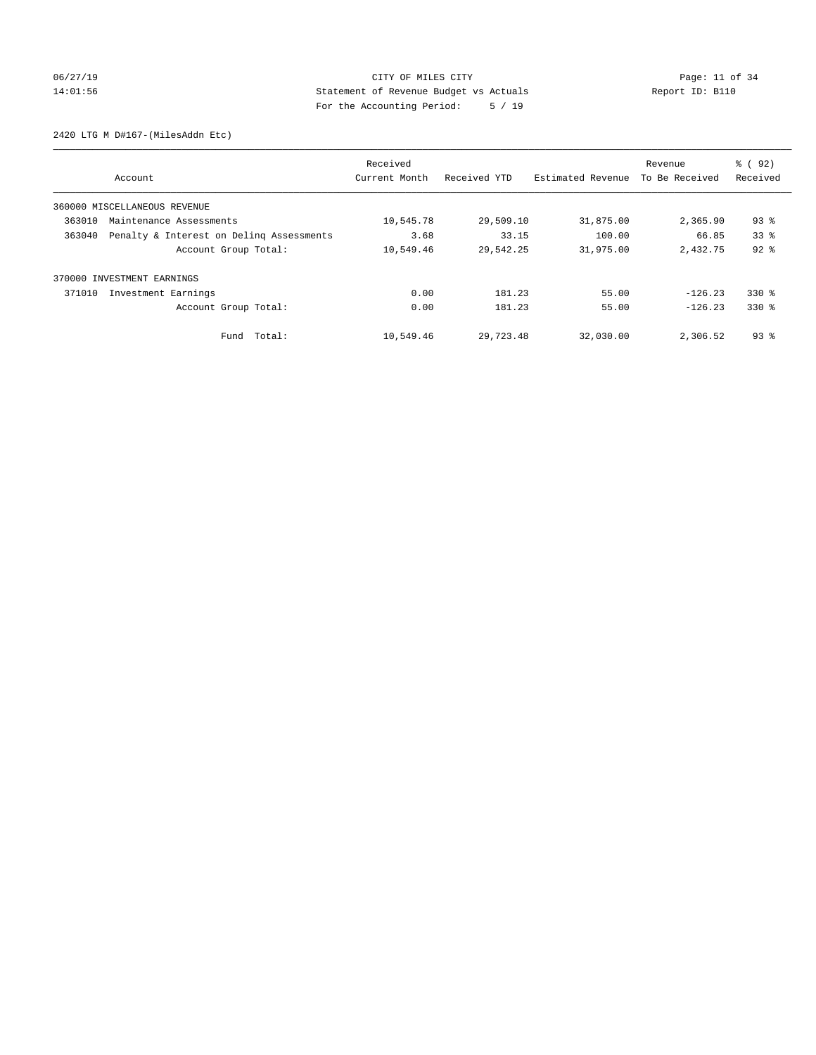CITY OF MILES CITY
Statement of Revenue Budget vs Actuals
For the Accounting Period: 5 / 19

06/27/19
14:01:56

Report ID: B110

2420 LTG M D#167-(MilesAddn Etc)

| Account | Received Current Month | Received YTD | Estimated Revenue | Revenue To Be Received | % ( 92) Received |
|---|---|---|---|---|---|
| 360000 MISCELLANEOUS REVENUE | | | | | |
| 363010 Maintenance Assessments | 10,545.78 | 29,509.10 | 31,875.00 | 2,365.90 | 93 % |
| 363040 Penalty & Interest on Delinq Assessments | 3.68 | 33.15 | 100.00 | 66.85 | 33 % |
| Account Group Total: | 10,549.46 | 29,542.25 | 31,975.00 | 2,432.75 | 92 % |
| 370000 INVESTMENT EARNINGS | | | | | |
| 371010 Investment Earnings | 0.00 | 181.23 | 55.00 | -126.23 | 330 % |
| Account Group Total: | 0.00 | 181.23 | 55.00 | -126.23 | 330 % |
| Fund Total: | 10,549.46 | 29,723.48 | 32,030.00 | 2,306.52 | 93 % |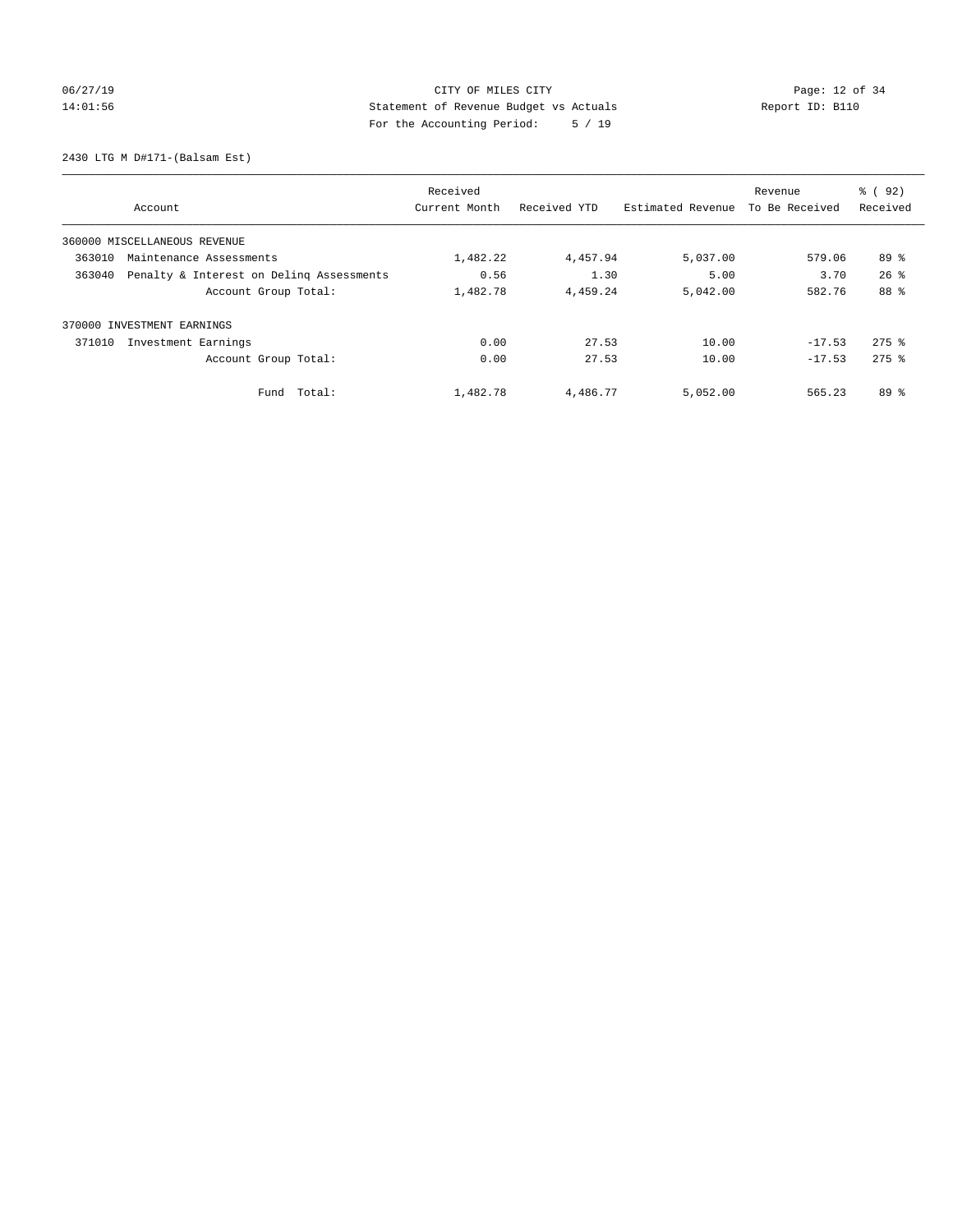CITY OF MILES CITY
Statement of Revenue Budget vs Actuals
For the Accounting Period: 5 / 19

06/27/19
14:01:56

Report ID: B110

2430 LTG M D#171-(Balsam Est)

| Account | Received Current Month | Received YTD | Estimated Revenue | Revenue To Be Received | % ( 92) Received |
|---|---|---|---|---|---|
| 360000 MISCELLANEOUS REVENUE | | | | | |
| 363010 Maintenance Assessments | 1,482.22 | 4,457.94 | 5,037.00 | 579.06 | 89 % |
| 363040 Penalty & Interest on Delinq Assessments | 0.56 | 1.30 | 5.00 | 3.70 | 26 % |
| Account Group Total: | 1,482.78 | 4,459.24 | 5,042.00 | 582.76 | 88 % |
| 370000 INVESTMENT EARNINGS | | | | | |
| 371010 Investment Earnings | 0.00 | 27.53 | 10.00 | -17.53 | 275 % |
| Account Group Total: | 0.00 | 27.53 | 10.00 | -17.53 | 275 % |
| Fund Total: | 1,482.78 | 4,486.77 | 5,052.00 | 565.23 | 89 % |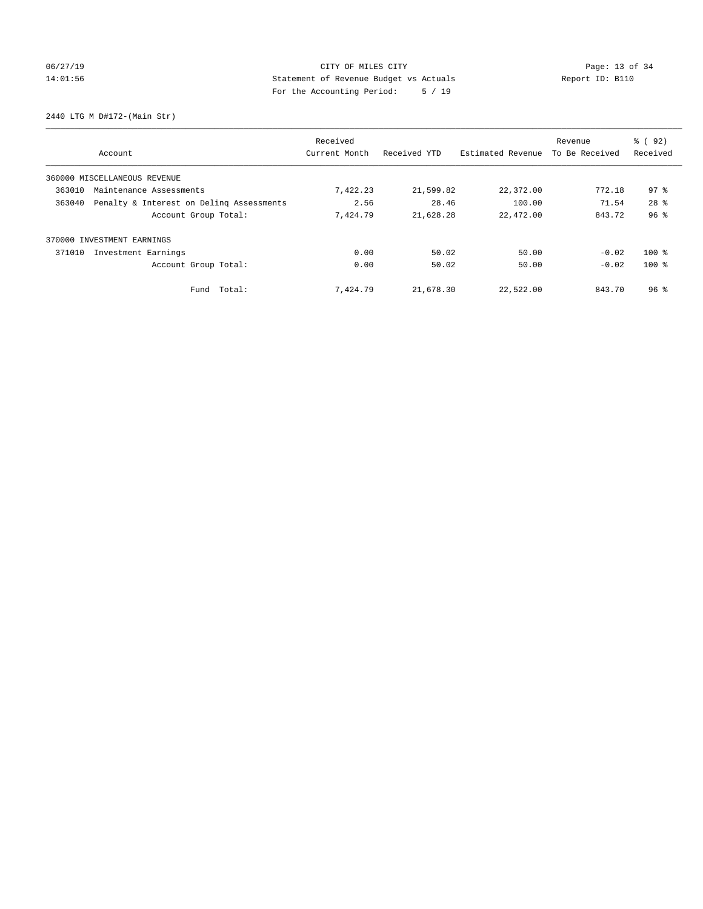CITY OF MILES CITY

Statement of Revenue Budget vs Actuals

For the Accounting Period: 5 / 19

06/27/19 14:01:56 — Report ID: B110

2440 LTG M D#172-(Main Str)

| Account | Received Current Month | Received YTD | Estimated Revenue | Revenue To Be Received | % ( 92) Received |
|---|---|---|---|---|---|
| 360000 MISCELLANEOUS REVENUE | | | | | |
| 363010 Maintenance Assessments | 7,422.23 | 21,599.82 | 22,372.00 | 772.18 | 97 % |
| 363040 Penalty & Interest on Delinq Assessments | 2.56 | 28.46 | 100.00 | 71.54 | 28 % |
| Account Group Total: | 7,424.79 | 21,628.28 | 22,472.00 | 843.72 | 96 % |
| 370000 INVESTMENT EARNINGS | | | | | |
| 371010 Investment Earnings | 0.00 | 50.02 | 50.00 | -0.02 | 100 % |
| Account Group Total: | 0.00 | 50.02 | 50.00 | -0.02 | 100 % |
| Fund Total: | 7,424.79 | 21,678.30 | 22,522.00 | 843.70 | 96 % |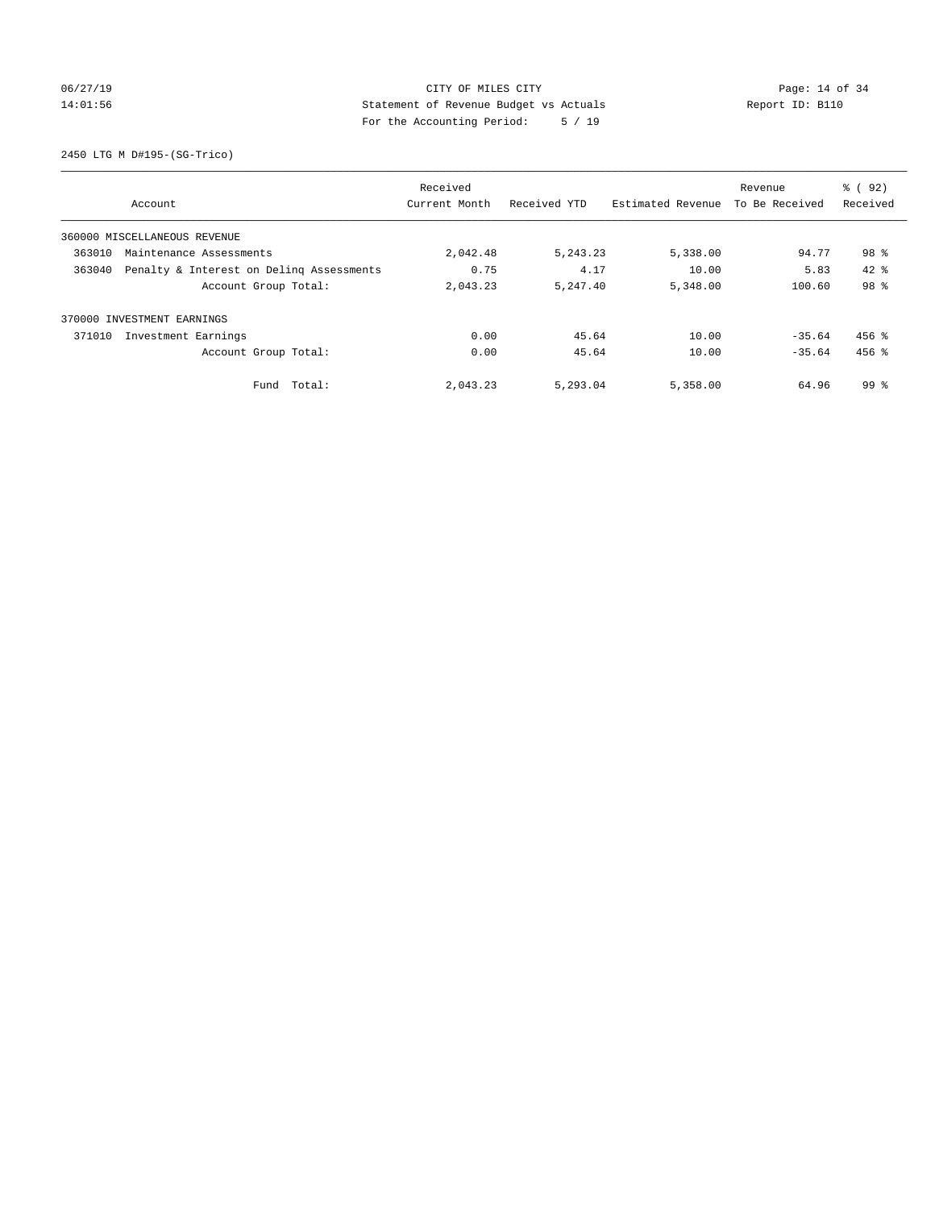CITY OF MILES CITY
Statement of Revenue Budget vs Actuals
For the Accounting Period: 5 / 19

06/27/19
14:01:56

Report ID: B110

2450 LTG M D#195-(SG-Trico)

| Account | Received Current Month | Received YTD | Estimated Revenue | Revenue To Be Received | % ( 92) Received |
|---|---|---|---|---|---|
| 360000 MISCELLANEOUS REVENUE | | | | | |
| 363010 Maintenance Assessments | 2,042.48 | 5,243.23 | 5,338.00 | 94.77 | 98 % |
| 363040 Penalty & Interest on Delinq Assessments | 0.75 | 4.17 | 10.00 | 5.83 | 42 % |
| Account Group Total: | 2,043.23 | 5,247.40 | 5,348.00 | 100.60 | 98 % |
| 370000 INVESTMENT EARNINGS | | | | | |
| 371010 Investment Earnings | 0.00 | 45.64 | 10.00 | -35.64 | 456 % |
| Account Group Total: | 0.00 | 45.64 | 10.00 | -35.64 | 456 % |
| Fund Total: | 2,043.23 | 5,293.04 | 5,358.00 | 64.96 | 99 % |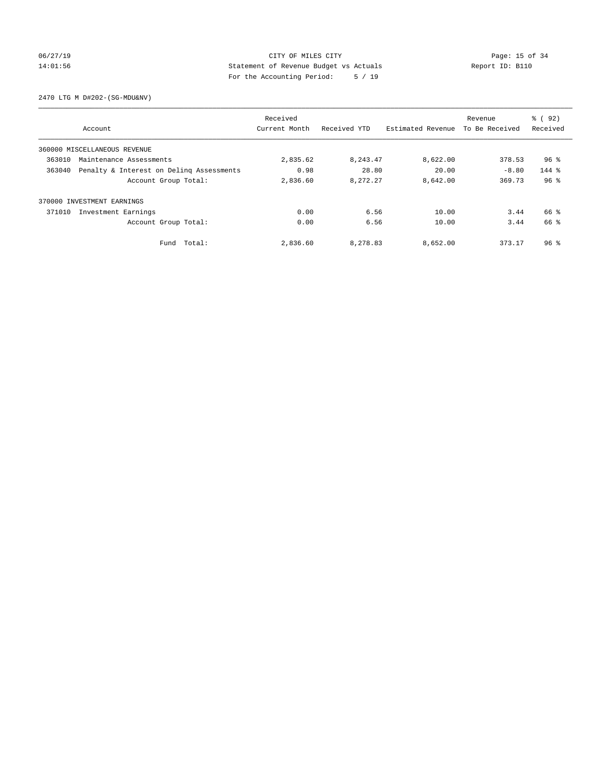CITY OF MILES CITY
Statement of Revenue Budget vs Actuals
For the Accounting Period: 5 / 19

06/27/19 14:01:56 Report ID: B110

2470 LTG M D#202-(SG-MDU&NV)

| Account | Received Current Month | Received YTD | Estimated Revenue | Revenue To Be Received | % ( 92) Received |
|---|---|---|---|---|---|
| 360000 MISCELLANEOUS REVENUE | | | | | |
| 363010 Maintenance Assessments | 2,835.62 | 8,243.47 | 8,622.00 | 378.53 | 96 % |
| 363040 Penalty & Interest on Delinq Assessments | 0.98 | 28.80 | 20.00 | -8.80 | 144 % |
| Account Group Total: | 2,836.60 | 8,272.27 | 8,642.00 | 369.73 | 96 % |
| 370000 INVESTMENT EARNINGS | | | | | |
| 371010 Investment Earnings | 0.00 | 6.56 | 10.00 | 3.44 | 66 % |
| Account Group Total: | 0.00 | 6.56 | 10.00 | 3.44 | 66 % |
| Fund Total: | 2,836.60 | 8,278.83 | 8,652.00 | 373.17 | 96 % |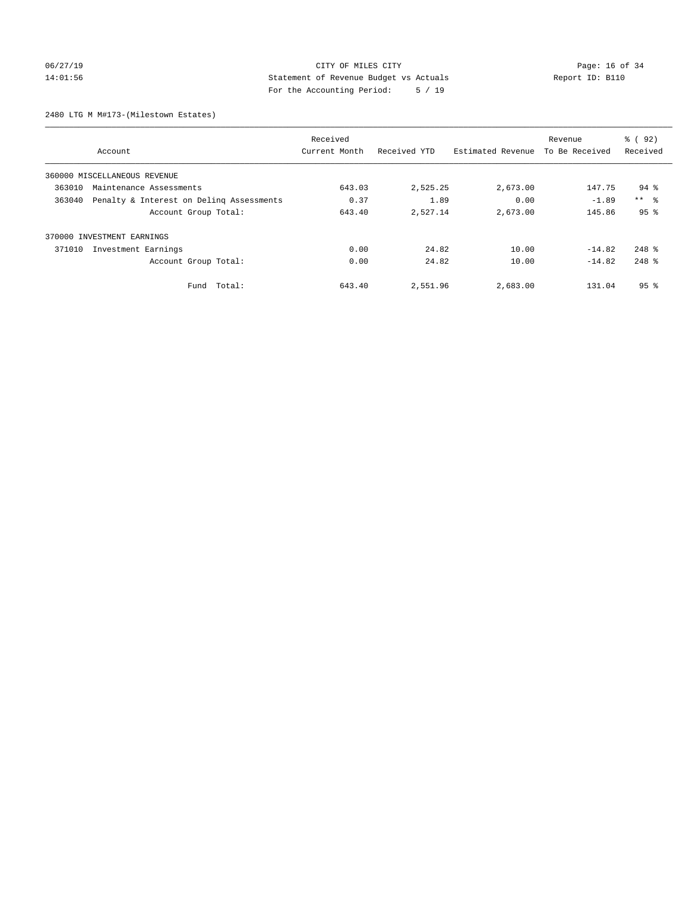CITY OF MILES CITY
Statement of Revenue Budget vs Actuals
For the Accounting Period: 5 / 19

06/27/19
14:01:56

Report ID: B110

2480 LTG M M#173-(Milestown Estates)

| Account | Received Current Month | Received YTD | Estimated Revenue | Revenue To Be Received | % ( 92) Received |
|---|---|---|---|---|---|
| 360000 MISCELLANEOUS REVENUE | | | | | |
| 363010 Maintenance Assessments | 643.03 | 2,525.25 | 2,673.00 | 147.75 | 94 % |
| 363040 Penalty & Interest on Delinq Assessments | 0.37 | 1.89 | 0.00 | -1.89 | ** % |
| Account Group Total: | 643.40 | 2,527.14 | 2,673.00 | 145.86 | 95 % |
| 370000 INVESTMENT EARNINGS | | | | | |
| 371010 Investment Earnings | 0.00 | 24.82 | 10.00 | -14.82 | 248 % |
| Account Group Total: | 0.00 | 24.82 | 10.00 | -14.82 | 248 % |
| Fund Total: | 643.40 | 2,551.96 | 2,683.00 | 131.04 | 95 % |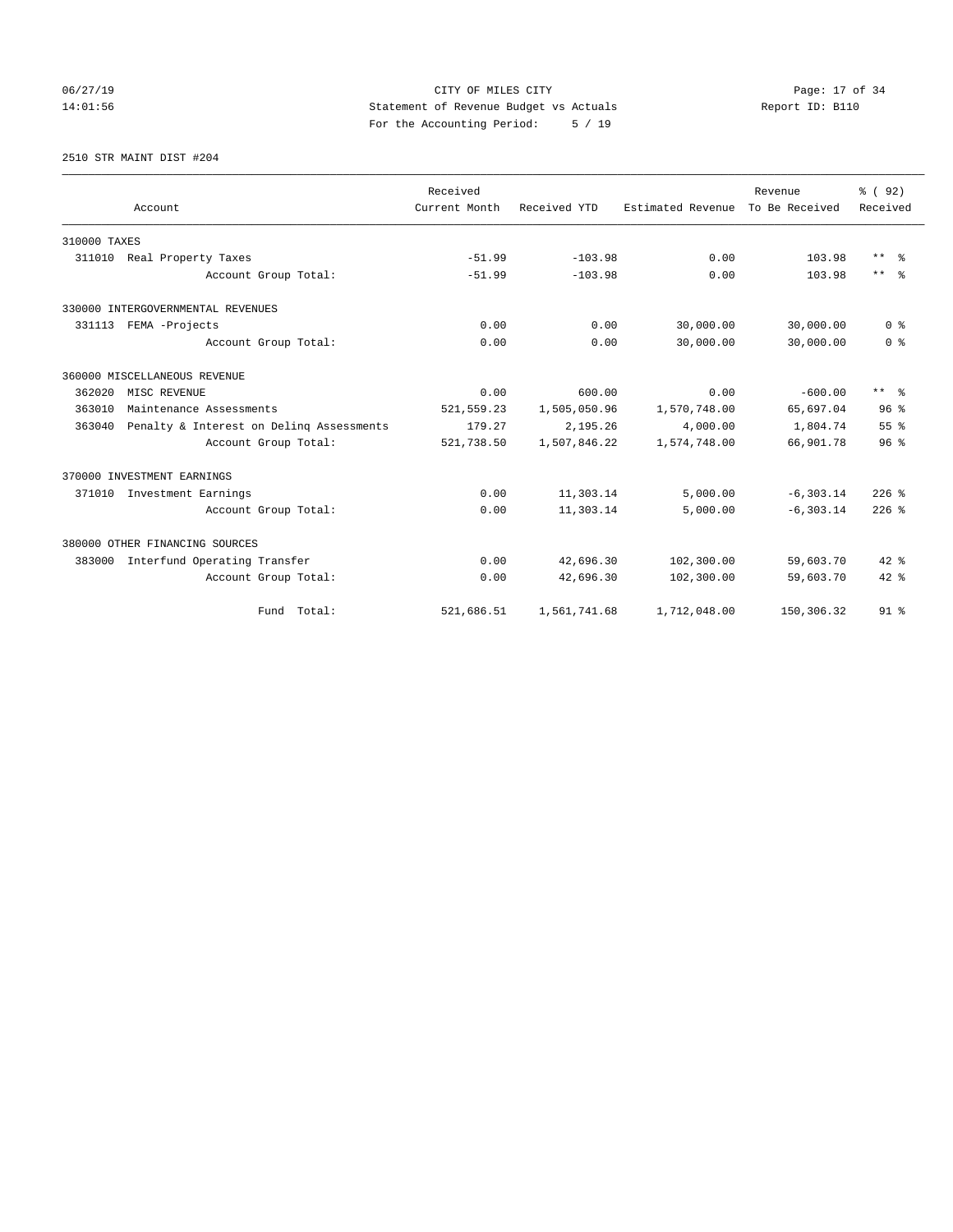CITY OF MILES CITY
Statement of Revenue Budget vs Actuals
For the Accounting Period: 5 / 19

2510 STR MAINT DIST #204

| Account | Received Current Month | Received YTD | Estimated Revenue | Revenue To Be Received | % ( 92) Received |
|---|---|---|---|---|---|
| 310000 TAXES | | | | | |
| 311010 Real Property Taxes | -51.99 | -103.98 | 0.00 | 103.98 | ** % |
| Account Group Total: | -51.99 | -103.98 | 0.00 | 103.98 | ** % |
| 330000 INTERGOVERNMENTAL REVENUES | | | | | |
| 331113 FEMA -Projects | 0.00 | 0.00 | 30,000.00 | 30,000.00 | 0 % |
| Account Group Total: | 0.00 | 0.00 | 30,000.00 | 30,000.00 | 0 % |
| 360000 MISCELLANEOUS REVENUE | | | | | |
| 362020 MISC REVENUE | 0.00 | 600.00 | 0.00 | -600.00 | ** % |
| 363010 Maintenance Assessments | 521,559.23 | 1,505,050.96 | 1,570,748.00 | 65,697.04 | 96 % |
| 363040 Penalty & Interest on Delinq Assessments | 179.27 | 2,195.26 | 4,000.00 | 1,804.74 | 55 % |
| Account Group Total: | 521,738.50 | 1,507,846.22 | 1,574,748.00 | 66,901.78 | 96 % |
| 370000 INVESTMENT EARNINGS | | | | | |
| 371010 Investment Earnings | 0.00 | 11,303.14 | 5,000.00 | -6,303.14 | 226 % |
| Account Group Total: | 0.00 | 11,303.14 | 5,000.00 | -6,303.14 | 226 % |
| 380000 OTHER FINANCING SOURCES | | | | | |
| 383000 Interfund Operating Transfer | 0.00 | 42,696.30 | 102,300.00 | 59,603.70 | 42 % |
| Account Group Total: | 0.00 | 42,696.30 | 102,300.00 | 59,603.70 | 42 % |
| Fund Total: | 521,686.51 | 1,561,741.68 | 1,712,048.00 | 150,306.32 | 91 % |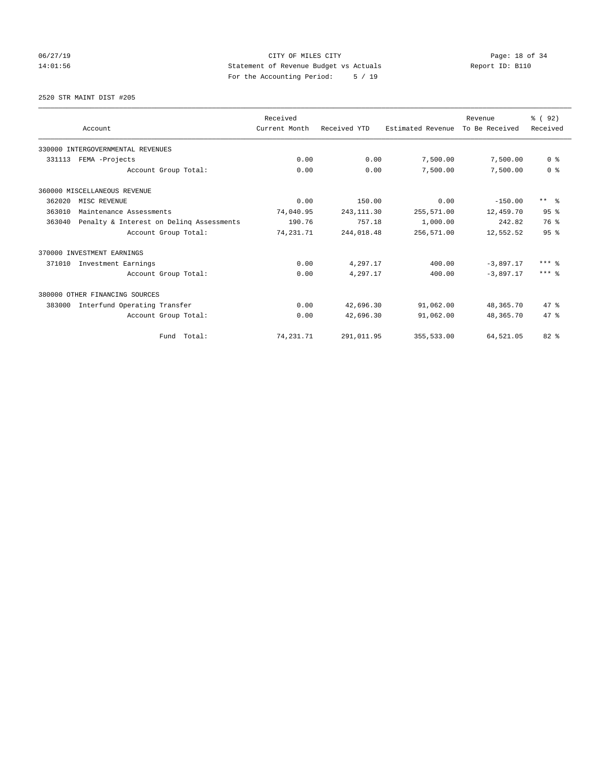# CITY OF MILES CITY

Statement of Revenue Budget vs Actuals

For the Accounting Period: 5 / 19

06/27/19 14:01:56

Report ID: B110

## 2520 STR MAINT DIST #205

| Account | Received Current Month | Received YTD | Estimated Revenue | Revenue To Be Received | % ( 92) Received |
|---|---|---|---|---|---|
| 330000 INTERGOVERNMENTAL REVENUES | | | | | |
| 331113 FEMA -Projects | 0.00 | 0.00 | 7,500.00 | 7,500.00 | 0 % |
| Account Group Total: | 0.00 | 0.00 | 7,500.00 | 7,500.00 | 0 % |
| 360000 MISCELLANEOUS REVENUE | | | | | |
| 362020 MISC REVENUE | 0.00 | 150.00 | 0.00 | -150.00 | ** % |
| 363010 Maintenance Assessments | 74,040.95 | 243,111.30 | 255,571.00 | 12,459.70 | 95 % |
| 363040 Penalty & Interest on Delinq Assessments | 190.76 | 757.18 | 1,000.00 | 242.82 | 76 % |
| Account Group Total: | 74,231.71 | 244,018.48 | 256,571.00 | 12,552.52 | 95 % |
| 370000 INVESTMENT EARNINGS | | | | | |
| 371010 Investment Earnings | 0.00 | 4,297.17 | 400.00 | -3,897.17 | *** % |
| Account Group Total: | 0.00 | 4,297.17 | 400.00 | -3,897.17 | *** % |
| 380000 OTHER FINANCING SOURCES | | | | | |
| 383000 Interfund Operating Transfer | 0.00 | 42,696.30 | 91,062.00 | 48,365.70 | 47 % |
| Account Group Total: | 0.00 | 42,696.30 | 91,062.00 | 48,365.70 | 47 % |
| Fund Total: | 74,231.71 | 291,011.95 | 355,533.00 | 64,521.05 | 82 % |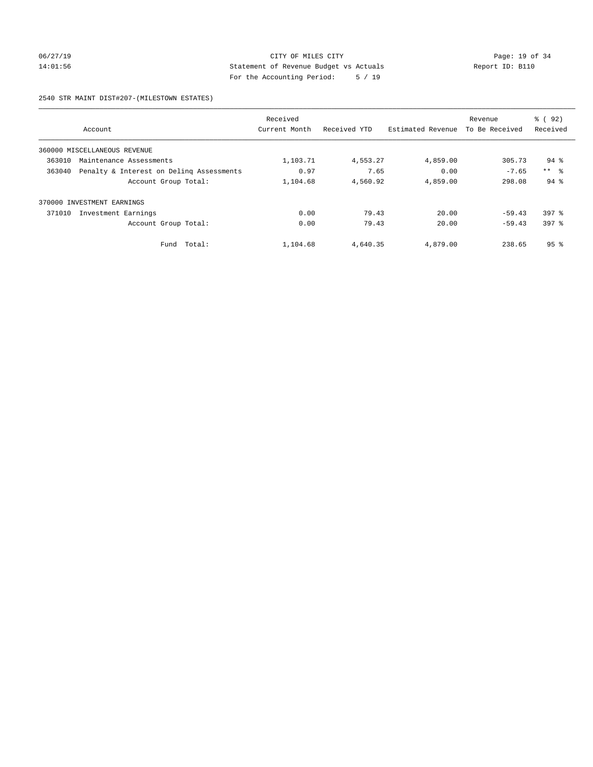CITY OF MILES CITY
Statement of Revenue Budget vs Actuals
For the Accounting Period: 5 / 19

2540 STR MAINT DIST#207-(MILESTOWN ESTATES)

| Account | Received Current Month | Received YTD | Estimated Revenue | Revenue To Be Received | % ( 92) Received |
|---|---|---|---|---|---|
| 360000 MISCELLANEOUS REVENUE | | | | | |
| 363010 Maintenance Assessments | 1,103.71 | 4,553.27 | 4,859.00 | 305.73 | 94 % |
| 363040 Penalty & Interest on Delinq Assessments | 0.97 | 7.65 | 0.00 | -7.65 | ** % |
| Account Group Total: | 1,104.68 | 4,560.92 | 4,859.00 | 298.08 | 94 % |
| 370000 INVESTMENT EARNINGS | | | | | |
| 371010 Investment Earnings | 0.00 | 79.43 | 20.00 | -59.43 | 397 % |
| Account Group Total: | 0.00 | 79.43 | 20.00 | -59.43 | 397 % |
| Fund Total: | 1,104.68 | 4,640.35 | 4,879.00 | 238.65 | 95 % |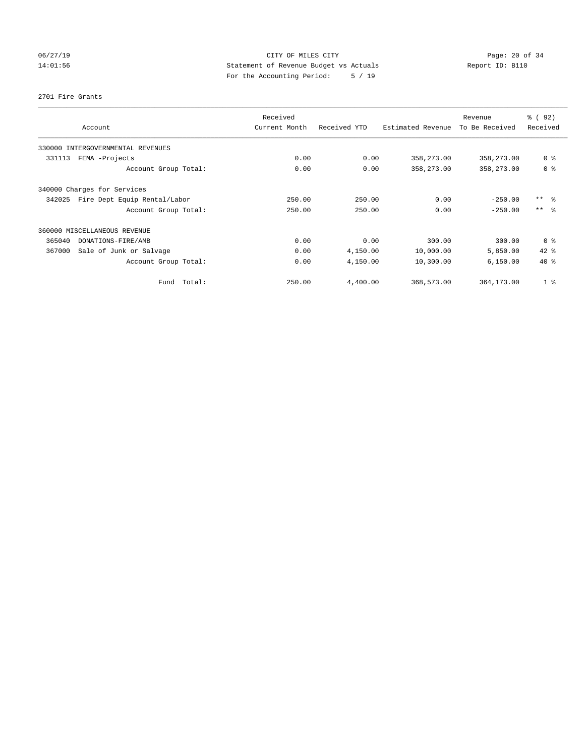CITY OF MILES CITY
Statement of Revenue Budget vs Actuals
For the Accounting Period: 5 / 19

06/27/19
14:01:56

Report ID: B110

2701 Fire Grants

| Account | Received Current Month | Received YTD | Estimated Revenue | Revenue To Be Received | % ( 92) Received |
|---|---|---|---|---|---|
| 330000 INTERGOVERNMENTAL REVENUES | | | | | |
| 331113 FEMA -Projects | 0.00 | 0.00 | 358,273.00 | 358,273.00 | 0 % |
| Account Group Total: | 0.00 | 0.00 | 358,273.00 | 358,273.00 | 0 % |
| 340000 Charges for Services | | | | | |
| 342025 Fire Dept Equip Rental/Labor | 250.00 | 250.00 | 0.00 | -250.00 | ** % |
| Account Group Total: | 250.00 | 250.00 | 0.00 | -250.00 | ** % |
| 360000 MISCELLANEOUS REVENUE | | | | | |
| 365040 DONATIONS-FIRE/AMB | 0.00 | 0.00 | 300.00 | 300.00 | 0 % |
| 367000 Sale of Junk or Salvage | 0.00 | 4,150.00 | 10,000.00 | 5,850.00 | 42 % |
| Account Group Total: | 0.00 | 4,150.00 | 10,300.00 | 6,150.00 | 40 % |
| Fund Total: | 250.00 | 4,400.00 | 368,573.00 | 364,173.00 | 1 % |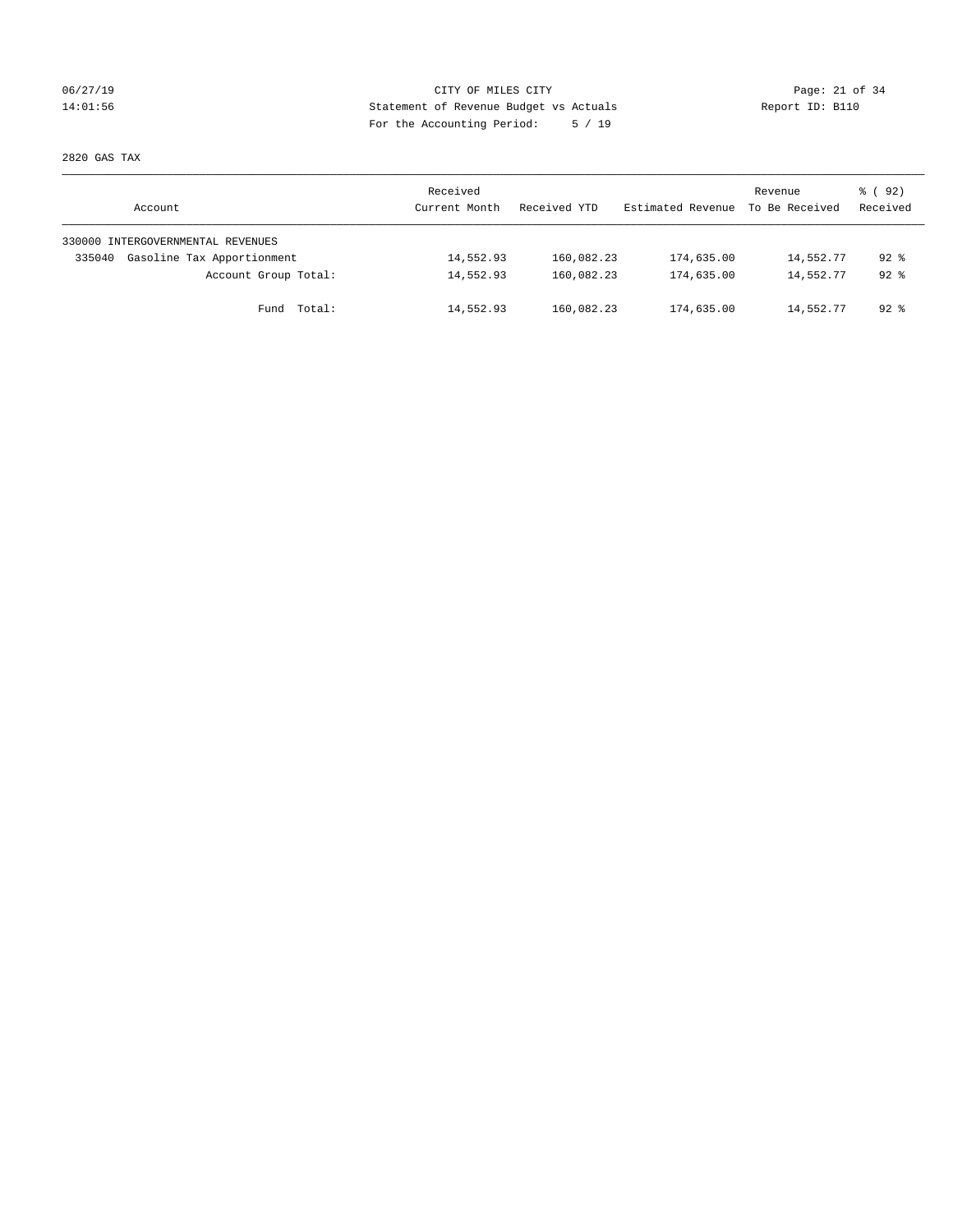CITY OF MILES CITY
Statement of Revenue Budget vs Actuals
For the Accounting Period: 5 / 19

06/27/19
14:01:56

Report ID: B110

2820 GAS TAX

| Account | Received Current Month | Received YTD | Estimated Revenue | Revenue To Be Received | % ( 92) Received |
|---|---|---|---|---|---|
| 330000 INTERGOVERNMENTAL REVENUES | | | | | |
| 335040 Gasoline Tax Apportionment | 14,552.93 | 160,082.23 | 174,635.00 | 14,552.77 | 92 % |
| Account Group Total: | 14,552.93 | 160,082.23 | 174,635.00 | 14,552.77 | 92 % |
| Fund Total: | 14,552.93 | 160,082.23 | 174,635.00 | 14,552.77 | 92 % |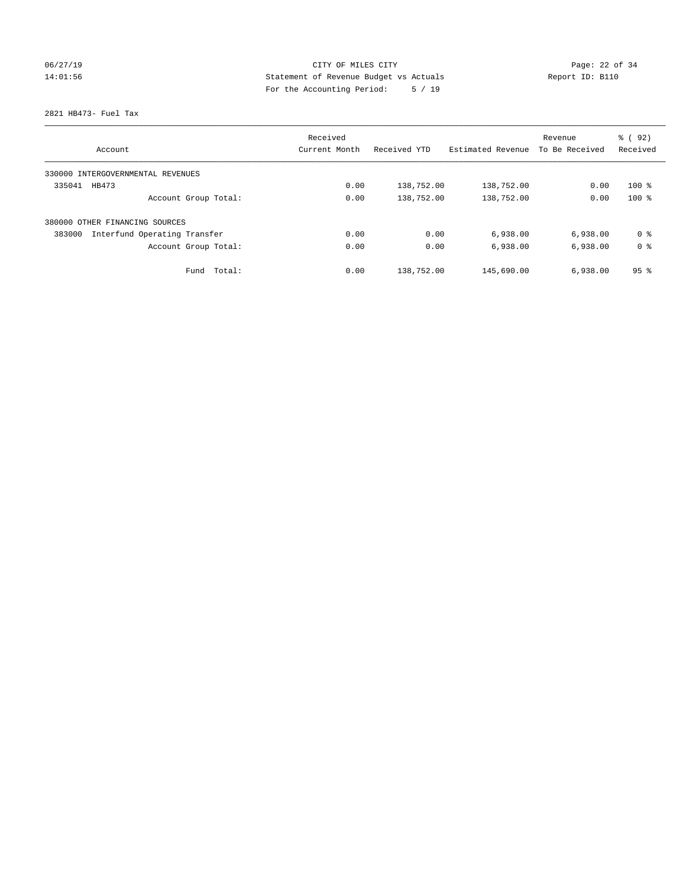CITY OF MILES CITY
Statement of Revenue Budget vs Actuals
For the Accounting Period: 5 / 19

06/27/19
14:01:56

Report ID: B110

2821 HB473- Fuel Tax

| Account | Received Current Month | Received YTD | Estimated Revenue | Revenue To Be Received | % ( 92) Received |
|---|---|---|---|---|---|
| 330000 INTERGOVERNMENTAL REVENUES | | | | | |
| 335041 HB473 | 0.00 | 138,752.00 | 138,752.00 | 0.00 | 100 % |
| Account Group Total: | 0.00 | 138,752.00 | 138,752.00 | 0.00 | 100 % |
| 380000 OTHER FINANCING SOURCES | | | | | |
| 383000 Interfund Operating Transfer | 0.00 | 0.00 | 6,938.00 | 6,938.00 | 0 % |
| Account Group Total: | 0.00 | 0.00 | 6,938.00 | 6,938.00 | 0 % |
| Fund Total: | 0.00 | 138,752.00 | 145,690.00 | 6,938.00 | 95 % |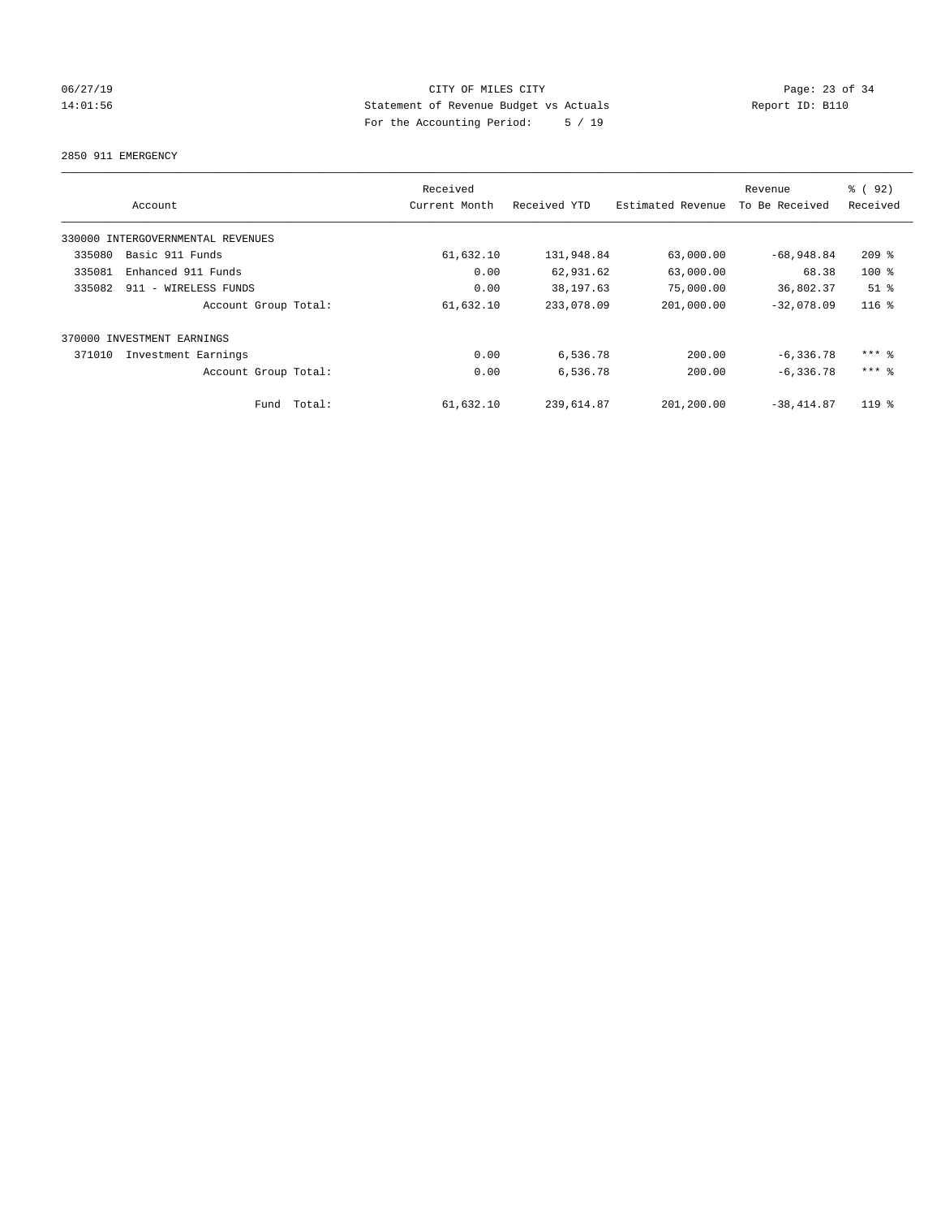CITY OF MILES CITY
Statement of Revenue Budget vs Actuals
For the Accounting Period: 5 / 19

06/27/19
14:01:56

Report ID: B110

2850 911 EMERGENCY

| Account | Received Current Month | Received YTD | Estimated Revenue | Revenue To Be Received | % ( 92) Received |
|---|---|---|---|---|---|
| 330000 INTERGOVERNMENTAL REVENUES | | | | | |
| 335080 Basic 911 Funds | 61,632.10 | 131,948.84 | 63,000.00 | -68,948.84 | 209 % |
| 335081 Enhanced 911 Funds | 0.00 | 62,931.62 | 63,000.00 | 68.38 | 100 % |
| 335082 911 - WIRELESS FUNDS | 0.00 | 38,197.63 | 75,000.00 | 36,802.37 | 51 % |
| Account Group Total: | 61,632.10 | 233,078.09 | 201,000.00 | -32,078.09 | 116 % |
| 370000 INVESTMENT EARNINGS | | | | | |
| 371010 Investment Earnings | 0.00 | 6,536.78 | 200.00 | -6,336.78 | *** % |
| Account Group Total: | 0.00 | 6,536.78 | 200.00 | -6,336.78 | *** % |
| Fund Total: | 61,632.10 | 239,614.87 | 201,200.00 | -38,414.87 | 119 % |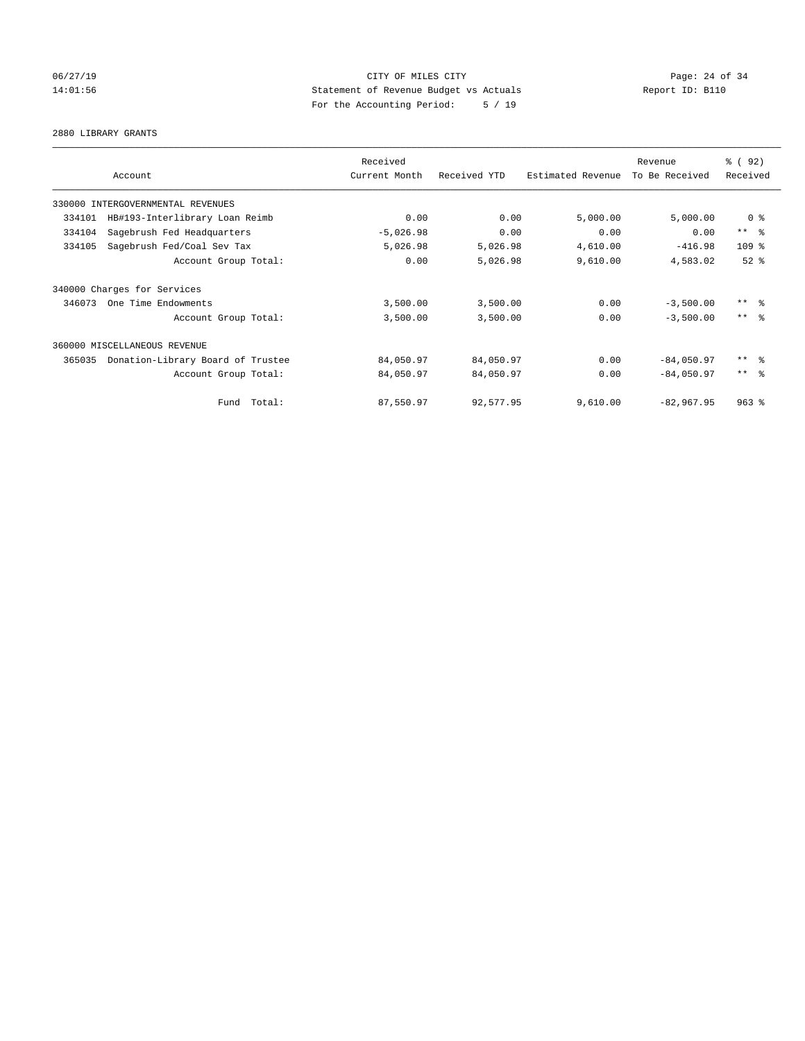CITY OF MILES CITY
Statement of Revenue Budget vs Actuals
For the Accounting Period: 5 / 19

06/27/19
14:01:56

Report ID: B110

2880 LIBRARY GRANTS

| Account | Received Current Month | Received YTD | Estimated Revenue | Revenue To Be Received | % ( 92) Received |
|---|---|---|---|---|---|
| 330000 INTERGOVERNMENTAL REVENUES | | | | | |
| 334101 HB#193-Interlibrary Loan Reimb | 0.00 | 0.00 | 5,000.00 | 5,000.00 | 0 % |
| 334104 Sagebrush Fed Headquarters | -5,026.98 | 0.00 | 0.00 | 0.00 | ** % |
| 334105 Sagebrush Fed/Coal Sev Tax | 5,026.98 | 5,026.98 | 4,610.00 | -416.98 | 109 % |
| Account Group Total: | 0.00 | 5,026.98 | 9,610.00 | 4,583.02 | 52 % |
| 340000 Charges for Services | | | | | |
| 346073 One Time Endowments | 3,500.00 | 3,500.00 | 0.00 | -3,500.00 | ** % |
| Account Group Total: | 3,500.00 | 3,500.00 | 0.00 | -3,500.00 | ** % |
| 360000 MISCELLANEOUS REVENUE | | | | | |
| 365035 Donation-Library Board of Trustee | 84,050.97 | 84,050.97 | 0.00 | -84,050.97 | ** % |
| Account Group Total: | 84,050.97 | 84,050.97 | 0.00 | -84,050.97 | ** % |
| Fund Total: | 87,550.97 | 92,577.95 | 9,610.00 | -82,967.95 | 963 % |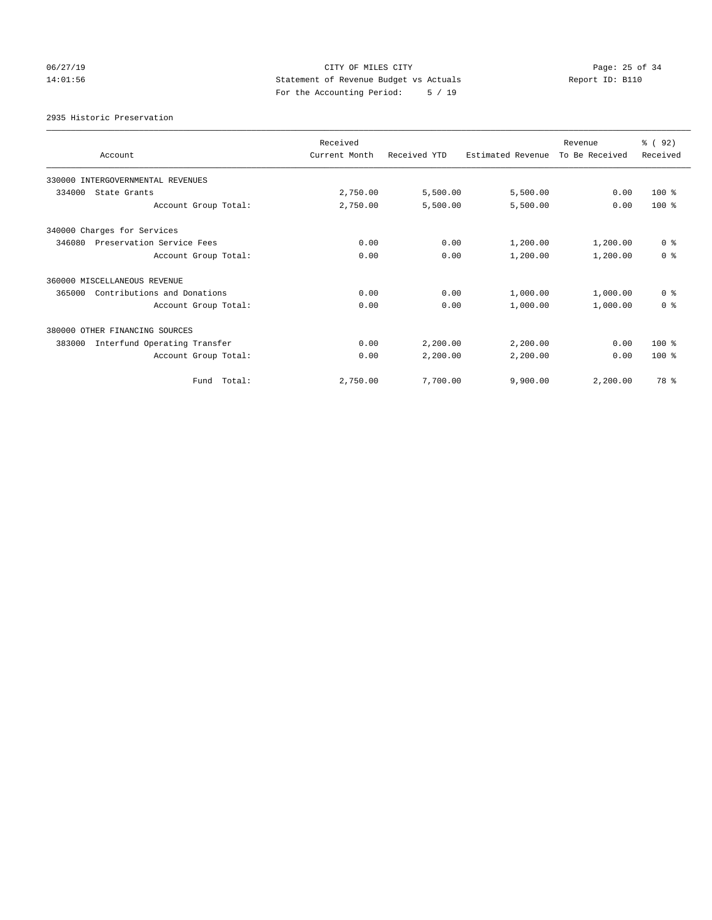CITY OF MILES CITY
Statement of Revenue Budget vs Actuals
For the Accounting Period: 5 / 19

06/27/19
14:01:56

Report ID: B110

2935 Historic Preservation

| Account | Received Current Month | Received YTD | Estimated Revenue | Revenue To Be Received | % ( 92) Received |
|---|---|---|---|---|---|
| 330000 INTERGOVERNMENTAL REVENUES | | | | | |
| 334000 State Grants | 2,750.00 | 5,500.00 | 5,500.00 | 0.00 | 100 % |
| Account Group Total: | 2,750.00 | 5,500.00 | 5,500.00 | 0.00 | 100 % |
| 340000 Charges for Services | | | | | |
| 346080 Preservation Service Fees | 0.00 | 0.00 | 1,200.00 | 1,200.00 | 0 % |
| Account Group Total: | 0.00 | 0.00 | 1,200.00 | 1,200.00 | 0 % |
| 360000 MISCELLANEOUS REVENUE | | | | | |
| 365000 Contributions and Donations | 0.00 | 0.00 | 1,000.00 | 1,000.00 | 0 % |
| Account Group Total: | 0.00 | 0.00 | 1,000.00 | 1,000.00 | 0 % |
| 380000 OTHER FINANCING SOURCES | | | | | |
| 383000 Interfund Operating Transfer | 0.00 | 2,200.00 | 2,200.00 | 0.00 | 100 % |
| Account Group Total: | 0.00 | 2,200.00 | 2,200.00 | 0.00 | 100 % |
| Fund Total: | 2,750.00 | 7,700.00 | 9,900.00 | 2,200.00 | 78 % |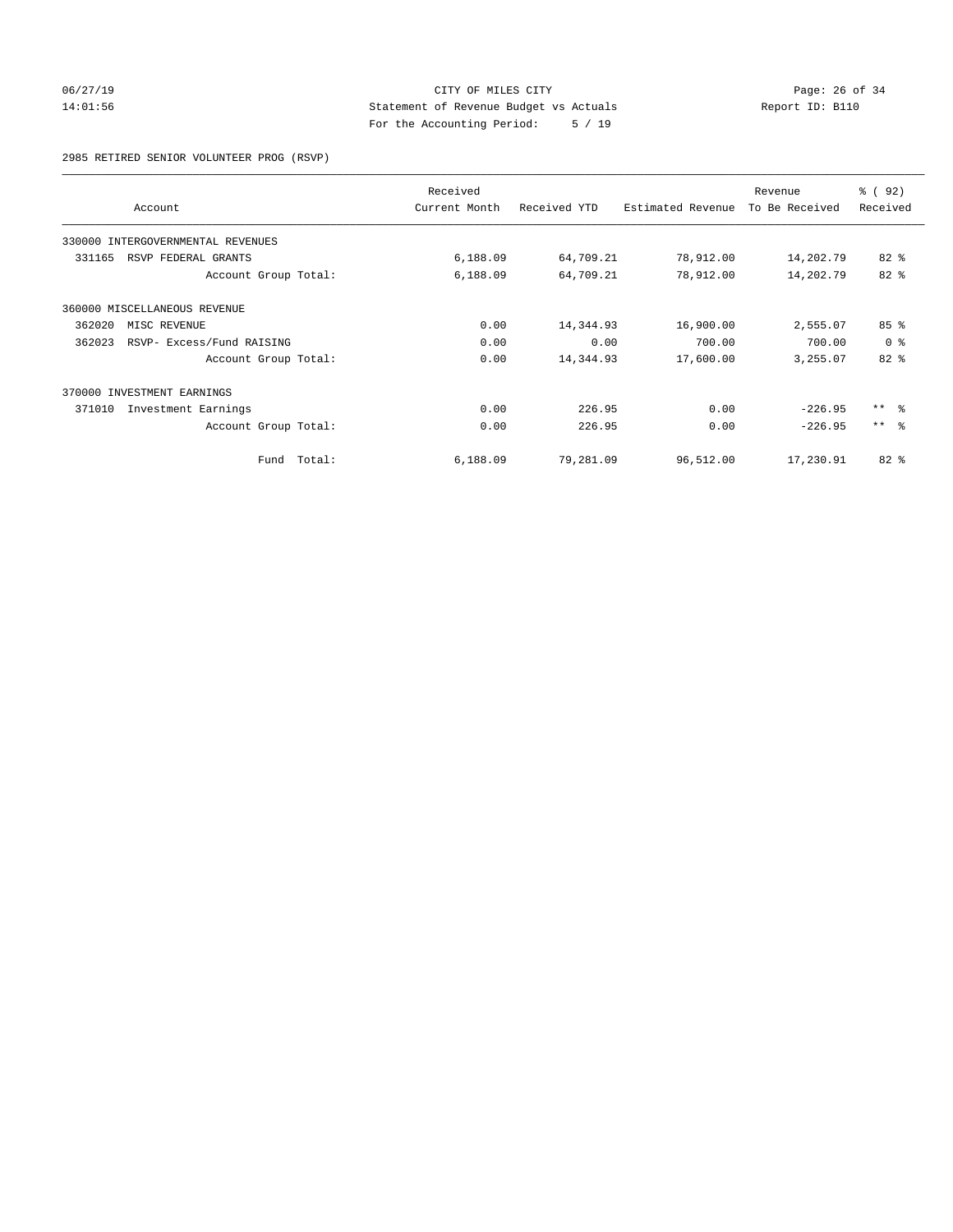06/27/19 CITY OF MILES CITY
14:01:56 Statement of Revenue Budget vs Actuals Report ID: B110
For the Accounting Period: 5 / 19

2985 RETIRED SENIOR VOLUNTEER PROG (RSVP)

| Account | Received Current Month | Received YTD | Estimated Revenue | Revenue To Be Received | % ( 92) Received |
|---|---|---|---|---|---|
| 330000 INTERGOVERNMENTAL REVENUES | | | | | |
| 331165 RSVP FEDERAL GRANTS | 6,188.09 | 64,709.21 | 78,912.00 | 14,202.79 | 82 % |
| Account Group Total: | 6,188.09 | 64,709.21 | 78,912.00 | 14,202.79 | 82 % |
| 360000 MISCELLANEOUS REVENUE | | | | | |
| 362020 MISC REVENUE | 0.00 | 14,344.93 | 16,900.00 | 2,555.07 | 85 % |
| 362023 RSVP- Excess/Fund RAISING | 0.00 | 0.00 | 700.00 | 700.00 | 0 % |
| Account Group Total: | 0.00 | 14,344.93 | 17,600.00 | 3,255.07 | 82 % |
| 370000 INVESTMENT EARNINGS | | | | | |
| 371010 Investment Earnings | 0.00 | 226.95 | 0.00 | -226.95 | ** % |
| Account Group Total: | 0.00 | 226.95 | 0.00 | -226.95 | ** % |
| Fund Total: | 6,188.09 | 79,281.09 | 96,512.00 | 17,230.91 | 82 % |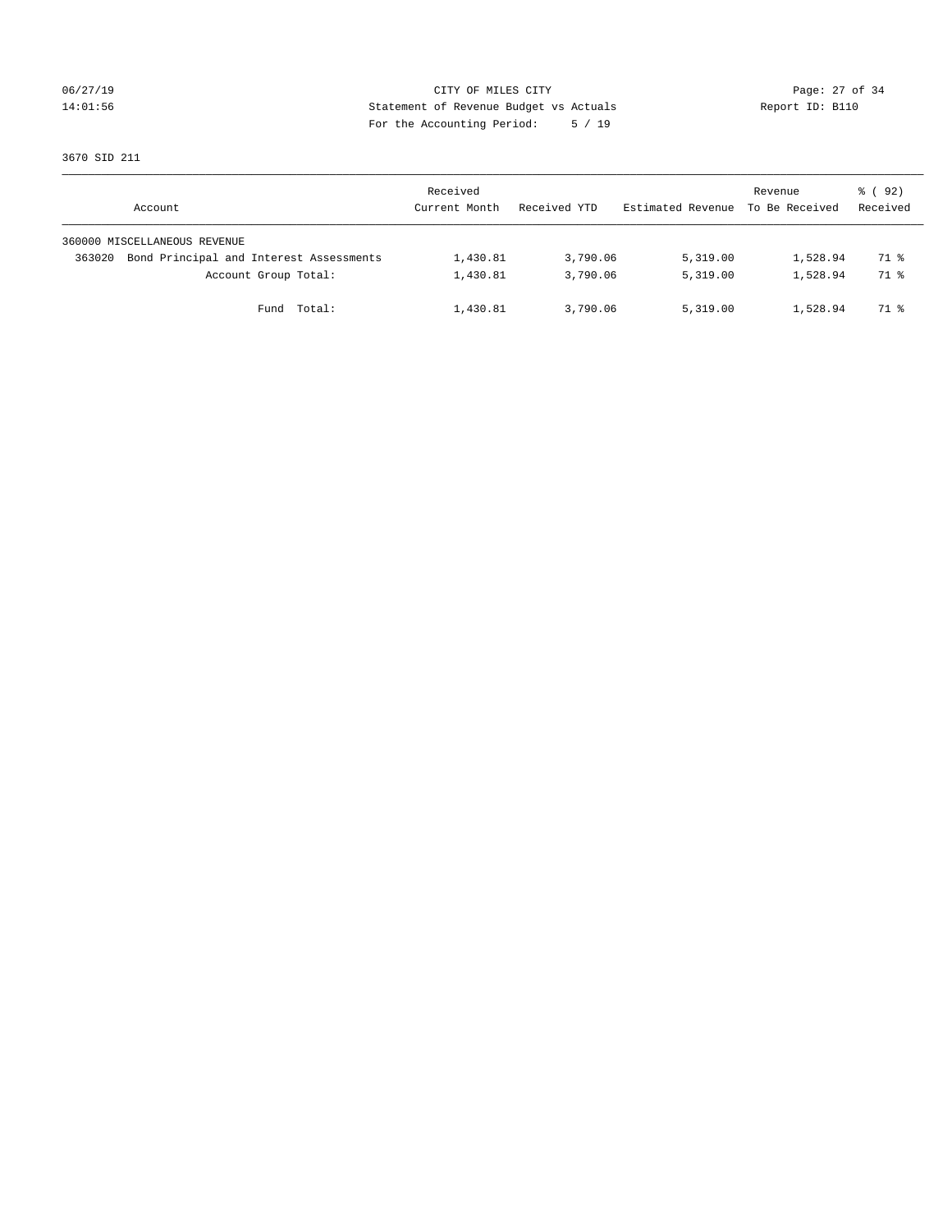CITY OF MILES CITY
Statement of Revenue Budget vs Actuals
For the Accounting Period: 5 / 19

06/27/19
14:01:56

Report ID: B110

3670 SID 211

| Account | Received Current Month | Received YTD | Estimated Revenue | Revenue To Be Received | % ( 92) Received |
|---|---|---|---|---|---|
| 360000 MISCELLANEOUS REVENUE | | | | | |
| 363020 Bond Principal and Interest Assessments | 1,430.81 | 3,790.06 | 5,319.00 | 1,528.94 | 71 % |
| Account Group Total: | 1,430.81 | 3,790.06 | 5,319.00 | 1,528.94 | 71 % |
| Fund Total: | 1,430.81 | 3,790.06 | 5,319.00 | 1,528.94 | 71 % |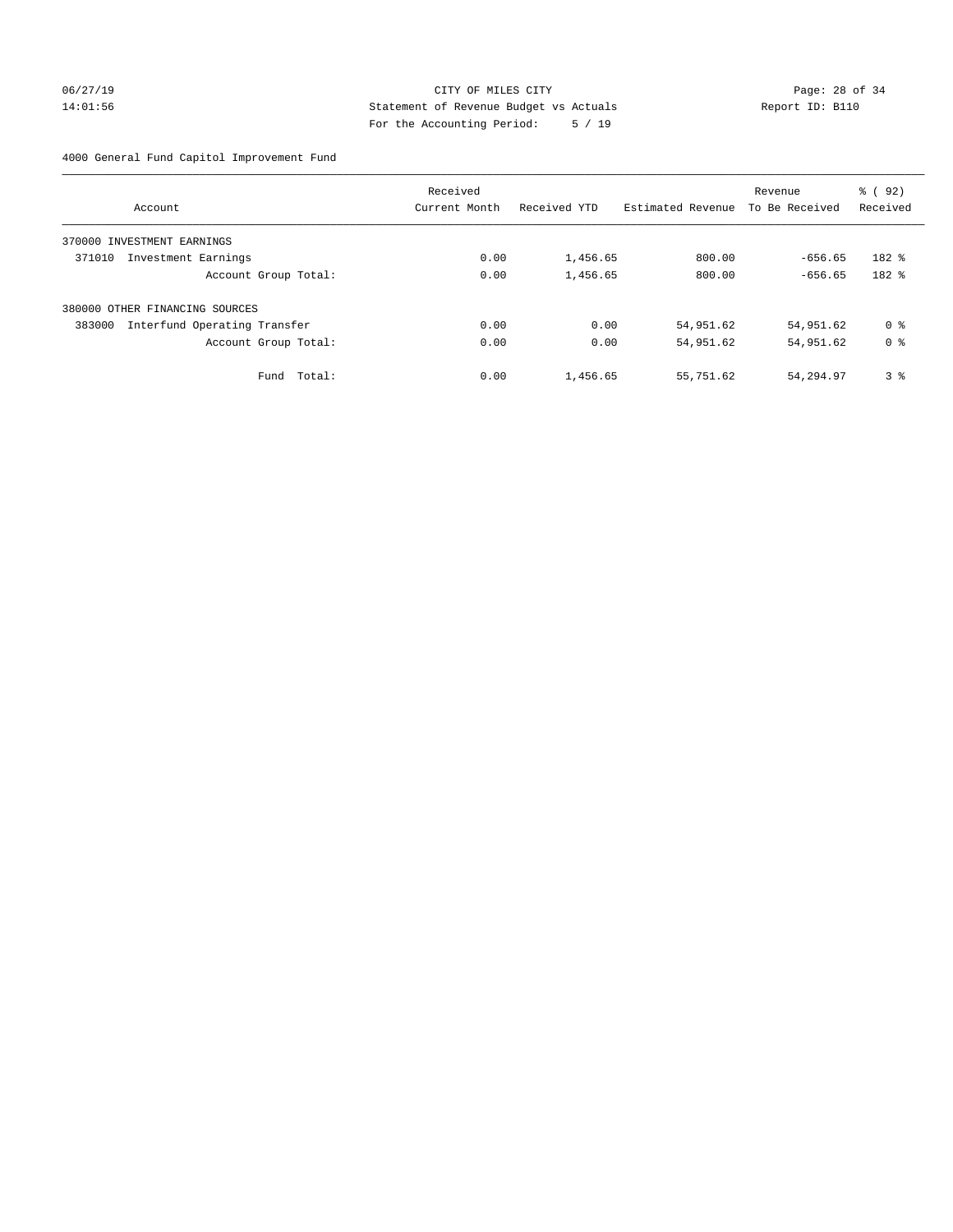CITY OF MILES CITY
Statement of Revenue Budget vs Actuals
For the Accounting Period: 5 / 19

4000 General Fund Capitol Improvement Fund

| Account | Received Current Month | Received YTD | Estimated Revenue | Revenue To Be Received | % ( 92) Received |
|---|---|---|---|---|---|
| 370000 INVESTMENT EARNINGS | | | | | |
| 371010 Investment Earnings | 0.00 | 1,456.65 | 800.00 | -656.65 | 182 % |
| Account Group Total: | 0.00 | 1,456.65 | 800.00 | -656.65 | 182 % |
| 380000 OTHER FINANCING SOURCES | | | | | |
| 383000 Interfund Operating Transfer | 0.00 | 0.00 | 54,951.62 | 54,951.62 | 0 % |
| Account Group Total: | 0.00 | 0.00 | 54,951.62 | 54,951.62 | 0 % |
| Fund Total: | 0.00 | 1,456.65 | 55,751.62 | 54,294.97 | 3 % |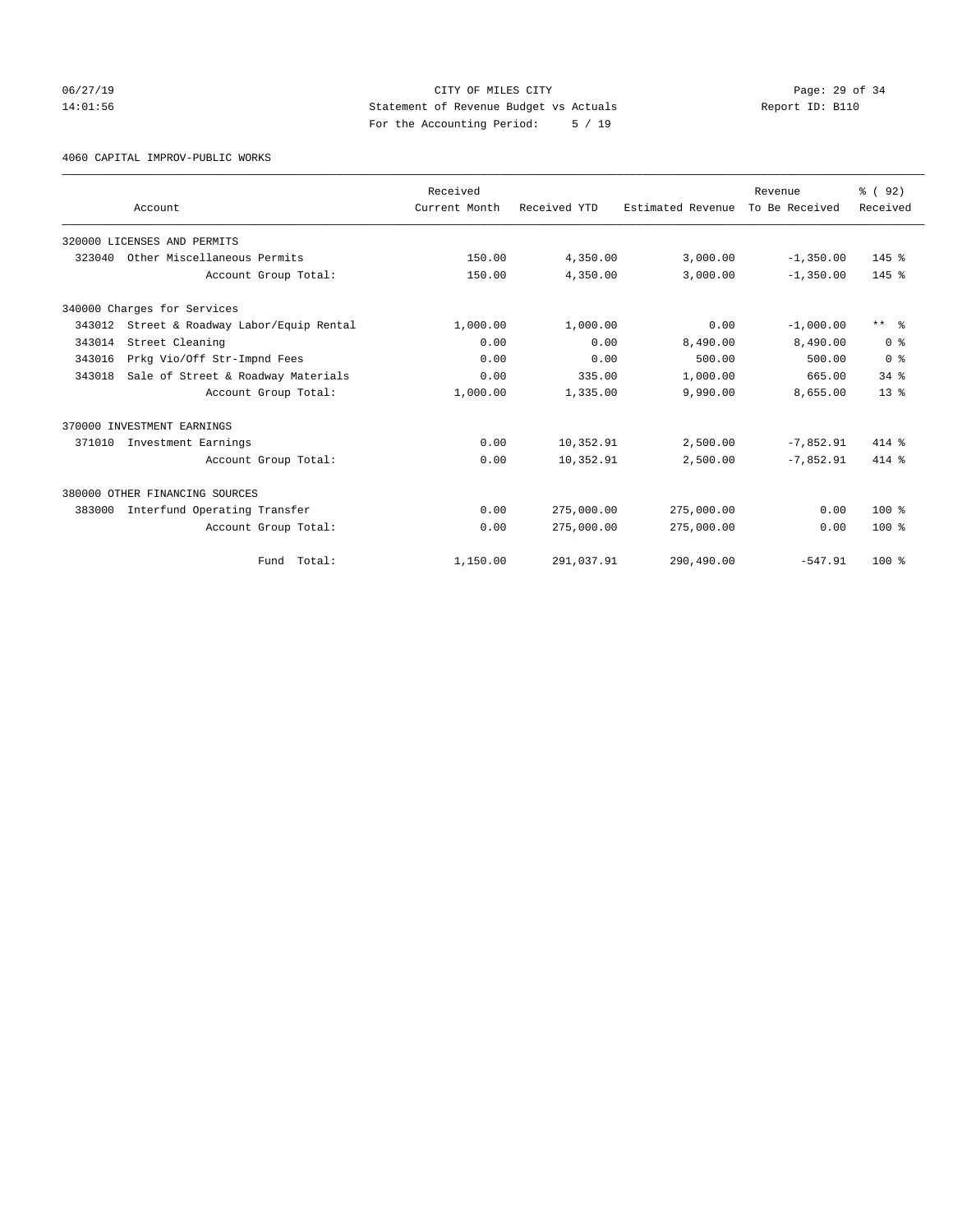CITY OF MILES CITY
Statement of Revenue Budget vs Actuals
For the Accounting Period: 5 / 19

4060 CAPITAL IMPROV-PUBLIC WORKS

| Account | Received Current Month | Received YTD | Estimated Revenue | Revenue To Be Received | % ( 92) Received |
|---|---|---|---|---|---|
| 320000 LICENSES AND PERMITS | | | | | |
| 323040 Other Miscellaneous Permits | 150.00 | 4,350.00 | 3,000.00 | -1,350.00 | 145 % |
| Account Group Total: | 150.00 | 4,350.00 | 3,000.00 | -1,350.00 | 145 % |
| 340000 Charges for Services | | | | | |
| 343012 Street & Roadway Labor/Equip Rental | 1,000.00 | 1,000.00 | 0.00 | -1,000.00 | ** % |
| 343014 Street Cleaning | 0.00 | 0.00 | 8,490.00 | 8,490.00 | 0 % |
| 343016 Prkg Vio/Off Str-Impnd Fees | 0.00 | 0.00 | 500.00 | 500.00 | 0 % |
| 343018 Sale of Street & Roadway Materials | 0.00 | 335.00 | 1,000.00 | 665.00 | 34 % |
| Account Group Total: | 1,000.00 | 1,335.00 | 9,990.00 | 8,655.00 | 13 % |
| 370000 INVESTMENT EARNINGS | | | | | |
| 371010 Investment Earnings | 0.00 | 10,352.91 | 2,500.00 | -7,852.91 | 414 % |
| Account Group Total: | 0.00 | 10,352.91 | 2,500.00 | -7,852.91 | 414 % |
| 380000 OTHER FINANCING SOURCES | | | | | |
| 383000 Interfund Operating Transfer | 0.00 | 275,000.00 | 275,000.00 | 0.00 | 100 % |
| Account Group Total: | 0.00 | 275,000.00 | 275,000.00 | 0.00 | 100 % |
| Fund Total: | 1,150.00 | 291,037.91 | 290,490.00 | -547.91 | 100 % |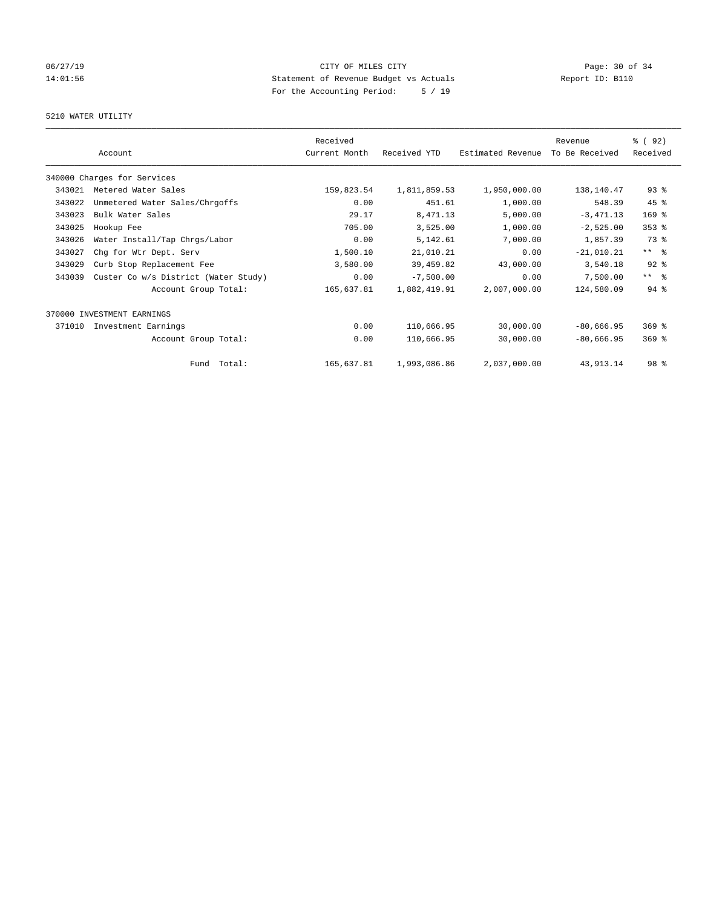CITY OF MILES CITY
Statement of Revenue Budget vs Actuals
For the Accounting Period: 5 / 19

5210 WATER UTILITY

| Account | | Received Current Month | Received YTD | Estimated Revenue | Revenue To Be Received | % ( 92) Received |
|---|---|---|---|---|---|---|
| 340000 Charges for Services | | | | | | |
| 343021 | Metered Water Sales | 159,823.54 | 1,811,859.53 | 1,950,000.00 | 138,140.47 | 93 % |
| 343022 | Unmetered Water Sales/Chrgoffs | 0.00 | 451.61 | 1,000.00 | 548.39 | 45 % |
| 343023 | Bulk Water Sales | 29.17 | 8,471.13 | 5,000.00 | -3,471.13 | 169 % |
| 343025 | Hookup Fee | 705.00 | 3,525.00 | 1,000.00 | -2,525.00 | 353 % |
| 343026 | Water Install/Tap Chrgs/Labor | 0.00 | 5,142.61 | 7,000.00 | 1,857.39 | 73 % |
| 343027 | Chg for Wtr Dept. Serv | 1,500.10 | 21,010.21 | 0.00 | -21,010.21 | ** % |
| 343029 | Curb Stop Replacement Fee | 3,580.00 | 39,459.82 | 43,000.00 | 3,540.18 | 92 % |
| 343039 | Custer Co w/s District (Water Study) | 0.00 | -7,500.00 | 0.00 | 7,500.00 | ** % |
| | Account Group Total: | 165,637.81 | 1,882,419.91 | 2,007,000.00 | 124,580.09 | 94 % |
| 370000 INVESTMENT EARNINGS | | | | | | |
| 371010 | Investment Earnings | 0.00 | 110,666.95 | 30,000.00 | -80,666.95 | 369 % |
| | Account Group Total: | 0.00 | 110,666.95 | 30,000.00 | -80,666.95 | 369 % |
| | Fund Total: | 165,637.81 | 1,993,086.86 | 2,037,000.00 | 43,913.14 | 98 % |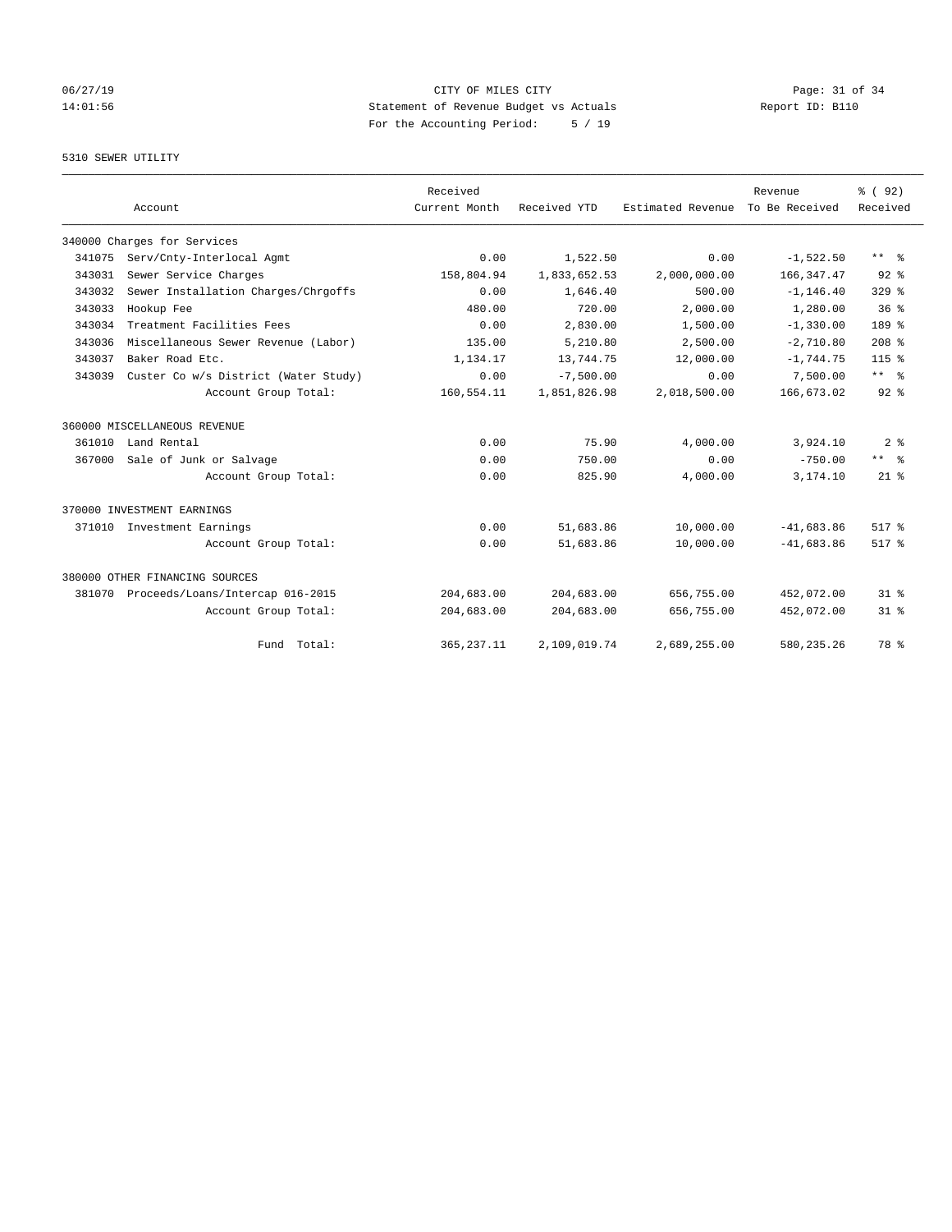CITY OF MILES CITY
Statement of Revenue Budget vs Actuals
For the Accounting Period: 5 / 19

06/27/19
14:01:56

Report ID: B110

## 5310 SEWER UTILITY

| Account | | Received Current Month | Received YTD | Estimated Revenue | Revenue To Be Received | % ( 92) Received |
|---|---|---|---|---|---|---|
| 340000 Charges for Services | | | | | | |
| 341075 | Serv/Cnty-Interlocal Agmt | 0.00 | 1,522.50 | 0.00 | -1,522.50 | ** % |
| 343031 | Sewer Service Charges | 158,804.94 | 1,833,652.53 | 2,000,000.00 | 166,347.47 | 92 % |
| 343032 | Sewer Installation Charges/Chrgoffs | 0.00 | 1,646.40 | 500.00 | -1,146.40 | 329 % |
| 343033 | Hookup Fee | 480.00 | 720.00 | 2,000.00 | 1,280.00 | 36 % |
| 343034 | Treatment Facilities Fees | 0.00 | 2,830.00 | 1,500.00 | -1,330.00 | 189 % |
| 343036 | Miscellaneous Sewer Revenue (Labor) | 135.00 | 5,210.80 | 2,500.00 | -2,710.80 | 208 % |
| 343037 | Baker Road Etc. | 1,134.17 | 13,744.75 | 12,000.00 | -1,744.75 | 115 % |
| 343039 | Custer Co w/s District (Water Study) | 0.00 | -7,500.00 | 0.00 | 7,500.00 | ** % |
| | Account Group Total: | 160,554.11 | 1,851,826.98 | 2,018,500.00 | 166,673.02 | 92 % |
| 360000 MISCELLANEOUS REVENUE | | | | | | |
| 361010 | Land Rental | 0.00 | 75.90 | 4,000.00 | 3,924.10 | 2 % |
| 367000 | Sale of Junk or Salvage | 0.00 | 750.00 | 0.00 | -750.00 | ** % |
| | Account Group Total: | 0.00 | 825.90 | 4,000.00 | 3,174.10 | 21 % |
| 370000 INVESTMENT EARNINGS | | | | | | |
| 371010 | Investment Earnings | 0.00 | 51,683.86 | 10,000.00 | -41,683.86 | 517 % |
| | Account Group Total: | 0.00 | 51,683.86 | 10,000.00 | -41,683.86 | 517 % |
| 380000 OTHER FINANCING SOURCES | | | | | | |
| 381070 | Proceeds/Loans/Intercap 016-2015 | 204,683.00 | 204,683.00 | 656,755.00 | 452,072.00 | 31 % |
| | Account Group Total: | 204,683.00 | 204,683.00 | 656,755.00 | 452,072.00 | 31 % |
| | Fund Total: | 365,237.11 | 2,109,019.74 | 2,689,255.00 | 580,235.26 | 78 % |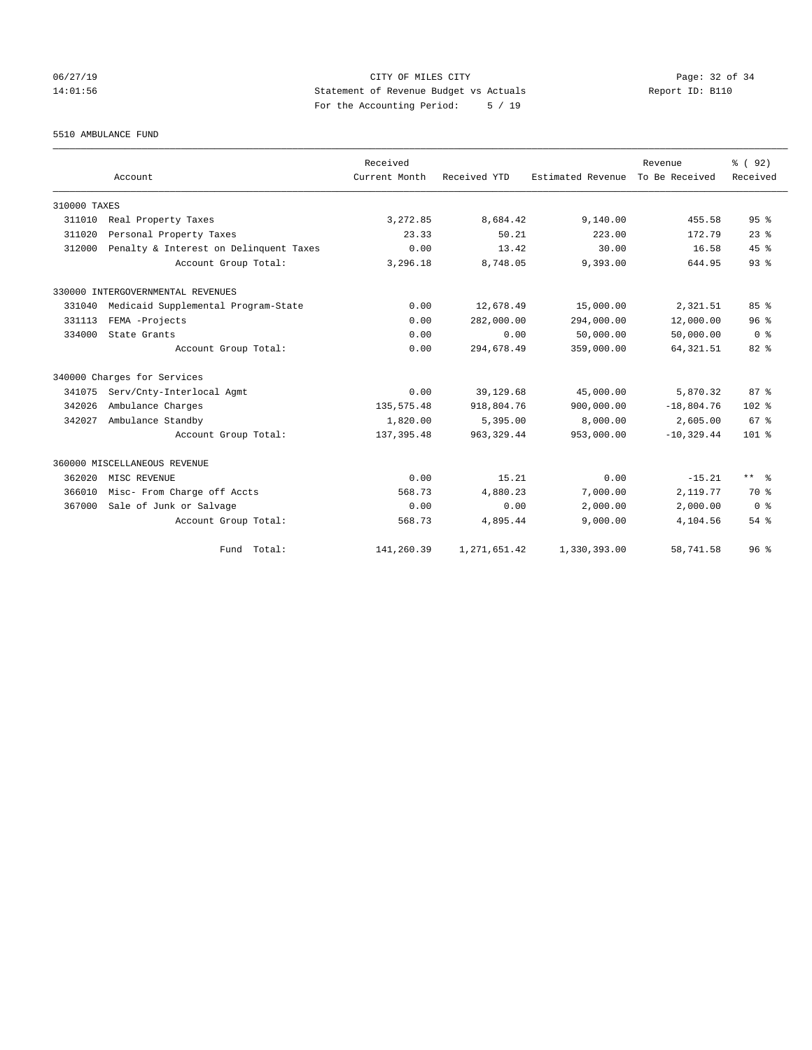CITY OF MILES CITY

Statement of Revenue Budget vs Actuals

For the Accounting Period: 5 / 19

06/27/19 14:01:56 — Report ID: B110

5510 AMBULANCE FUND

| Account | | Received Current Month | Received YTD | Estimated Revenue | Revenue To Be Received | % ( 92) Received |
|---|---|---|---|---|---|---|
| 310000 TAXES | | | | | | |
| 311010 | Real Property Taxes | 3,272.85 | 8,684.42 | 9,140.00 | 455.58 | 95 % |
| 311020 | Personal Property Taxes | 23.33 | 50.21 | 223.00 | 172.79 | 23 % |
| 312000 | Penalty & Interest on Delinquent Taxes | 0.00 | 13.42 | 30.00 | 16.58 | 45 % |
| | Account Group Total: | 3,296.18 | 8,748.05 | 9,393.00 | 644.95 | 93 % |
| 330000 INTERGOVERNMENTAL REVENUES | | | | | | |
| 331040 | Medicaid Supplemental Program-State | 0.00 | 12,678.49 | 15,000.00 | 2,321.51 | 85 % |
| 331113 | FEMA -Projects | 0.00 | 282,000.00 | 294,000.00 | 12,000.00 | 96 % |
| 334000 | State Grants | 0.00 | 0.00 | 50,000.00 | 50,000.00 | 0 % |
| | Account Group Total: | 0.00 | 294,678.49 | 359,000.00 | 64,321.51 | 82 % |
| 340000 Charges for Services | | | | | | |
| 341075 | Serv/Cnty-Interlocal Agmt | 0.00 | 39,129.68 | 45,000.00 | 5,870.32 | 87 % |
| 342026 | Ambulance Charges | 135,575.48 | 918,804.76 | 900,000.00 | -18,804.76 | 102 % |
| 342027 | Ambulance Standby | 1,820.00 | 5,395.00 | 8,000.00 | 2,605.00 | 67 % |
| | Account Group Total: | 137,395.48 | 963,329.44 | 953,000.00 | -10,329.44 | 101 % |
| 360000 MISCELLANEOUS REVENUE | | | | | | |
| 362020 | MISC REVENUE | 0.00 | 15.21 | 0.00 | -15.21 | ** % |
| 366010 | Misc- From Charge off Accts | 568.73 | 4,880.23 | 7,000.00 | 2,119.77 | 70 % |
| 367000 | Sale of Junk or Salvage | 0.00 | 0.00 | 2,000.00 | 2,000.00 | 0 % |
| | Account Group Total: | 568.73 | 4,895.44 | 9,000.00 | 4,104.56 | 54 % |
| | Fund Total: | 141,260.39 | 1,271,651.42 | 1,330,393.00 | 58,741.58 | 96 % |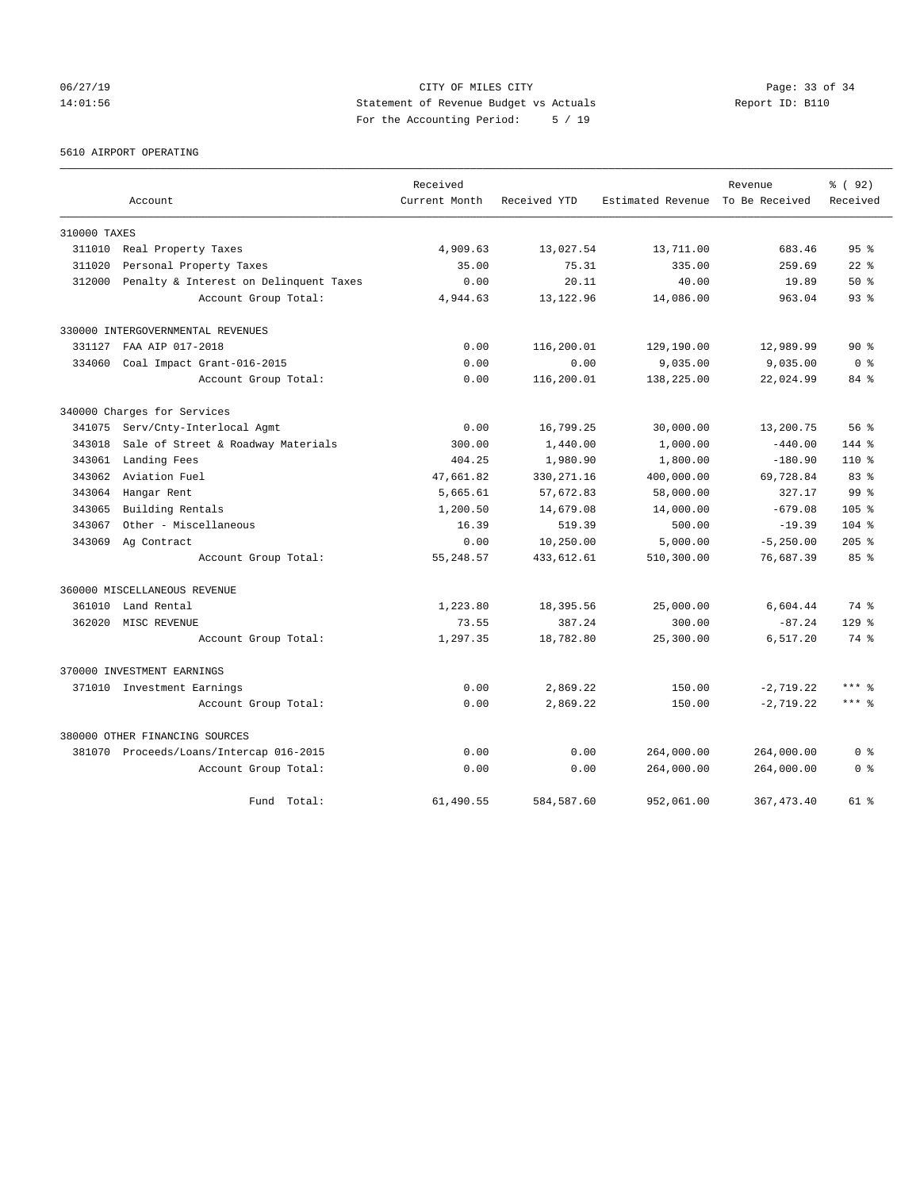CITY OF MILES CITY
Statement of Revenue Budget vs Actuals
For the Accounting Period: 5 / 19

06/27/19 14:01:56 — Report ID: B110

5610 AIRPORT OPERATING

| Account | | Received Current Month | Received YTD | Estimated Revenue | Revenue To Be Received | % ( 92) Received |
|---|---|---|---|---|---|---|
| 310000 TAXES | | | | | | |
| 311010 | Real Property Taxes | 4,909.63 | 13,027.54 | 13,711.00 | 683.46 | 95 % |
| 311020 | Personal Property Taxes | 35.00 | 75.31 | 335.00 | 259.69 | 22 % |
| 312000 | Penalty & Interest on Delinquent Taxes | 0.00 | 20.11 | 40.00 | 19.89 | 50 % |
| | Account Group Total: | 4,944.63 | 13,122.96 | 14,086.00 | 963.04 | 93 % |
| 330000 INTERGOVERNMENTAL REVENUES | | | | | | |
| 331127 | FAA AIP 017-2018 | 0.00 | 116,200.01 | 129,190.00 | 12,989.99 | 90 % |
| 334060 | Coal Impact Grant-016-2015 | 0.00 | 0.00 | 9,035.00 | 9,035.00 | 0 % |
| | Account Group Total: | 0.00 | 116,200.01 | 138,225.00 | 22,024.99 | 84 % |
| 340000 Charges for Services | | | | | | |
| 341075 | Serv/Cnty-Interlocal Agmt | 0.00 | 16,799.25 | 30,000.00 | 13,200.75 | 56 % |
| 343018 | Sale of Street & Roadway Materials | 300.00 | 1,440.00 | 1,000.00 | -440.00 | 144 % |
| 343061 | Landing Fees | 404.25 | 1,980.90 | 1,800.00 | -180.90 | 110 % |
| 343062 | Aviation Fuel | 47,661.82 | 330,271.16 | 400,000.00 | 69,728.84 | 83 % |
| 343064 | Hangar Rent | 5,665.61 | 57,672.83 | 58,000.00 | 327.17 | 99 % |
| 343065 | Building Rentals | 1,200.50 | 14,679.08 | 14,000.00 | -679.08 | 105 % |
| 343067 | Other - Miscellaneous | 16.39 | 519.39 | 500.00 | -19.39 | 104 % |
| 343069 | Ag Contract | 0.00 | 10,250.00 | 5,000.00 | -5,250.00 | 205 % |
| | Account Group Total: | 55,248.57 | 433,612.61 | 510,300.00 | 76,687.39 | 85 % |
| 360000 MISCELLANEOUS REVENUE | | | | | | |
| 361010 | Land Rental | 1,223.80 | 18,395.56 | 25,000.00 | 6,604.44 | 74 % |
| 362020 | MISC REVENUE | 73.55 | 387.24 | 300.00 | -87.24 | 129 % |
| | Account Group Total: | 1,297.35 | 18,782.80 | 25,300.00 | 6,517.20 | 74 % |
| 370000 INVESTMENT EARNINGS | | | | | | |
| 371010 | Investment Earnings | 0.00 | 2,869.22 | 150.00 | -2,719.22 | *** % |
| | Account Group Total: | 0.00 | 2,869.22 | 150.00 | -2,719.22 | *** % |
| 380000 OTHER FINANCING SOURCES | | | | | | |
| 381070 | Proceeds/Loans/Intercap 016-2015 | 0.00 | 0.00 | 264,000.00 | 264,000.00 | 0 % |
| | Account Group Total: | 0.00 | 0.00 | 264,000.00 | 264,000.00 | 0 % |
| | Fund Total: | 61,490.55 | 584,587.60 | 952,061.00 | 367,473.40 | 61 % |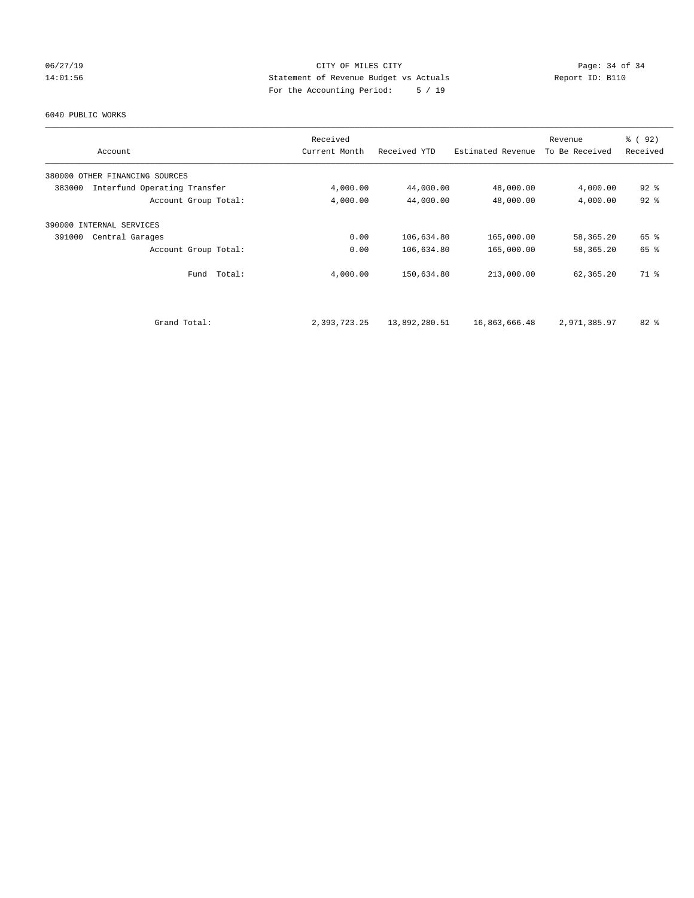CITY OF MILES CITY
Statement of Revenue Budget vs Actuals
For the Accounting Period: 5 / 19

06/27/19
14:01:56

Report ID: B110

6040 PUBLIC WORKS

| Account | Received Current Month | Received YTD | Estimated Revenue | Revenue To Be Received | % ( 92) Received |
|---|---|---|---|---|---|
| 380000 OTHER FINANCING SOURCES | | | | | |
| 383000 Interfund Operating Transfer | 4,000.00 | 44,000.00 | 48,000.00 | 4,000.00 | 92 % |
| Account Group Total: | 4,000.00 | 44,000.00 | 48,000.00 | 4,000.00 | 92 % |
| 390000 INTERNAL SERVICES | | | | | |
| 391000 Central Garages | 0.00 | 106,634.80 | 165,000.00 | 58,365.20 | 65 % |
| Account Group Total: | 0.00 | 106,634.80 | 165,000.00 | 58,365.20 | 65 % |
| Fund Total: | 4,000.00 | 150,634.80 | 213,000.00 | 62,365.20 | 71 % |
| Grand Total: | 2,393,723.25 | 13,892,280.51 | 16,863,666.48 | 2,971,385.97 | 82 % |